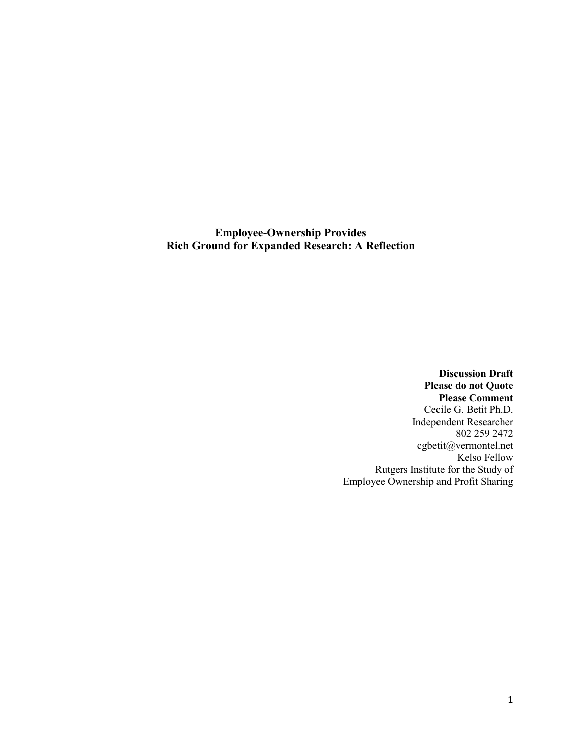# Employee-Ownership Provides Rich Ground for Expanded Research: A Reflection

**Discussion Draft**
**Please do not Quote**
**Please Comment**

Cecile G. Betit Ph.D.
Independent Researcher
802 259 2472
cgbetit@vermontel.net
Kelso Fellow
Rutgers Institute for the Study of
Employee Ownership and Profit Sharing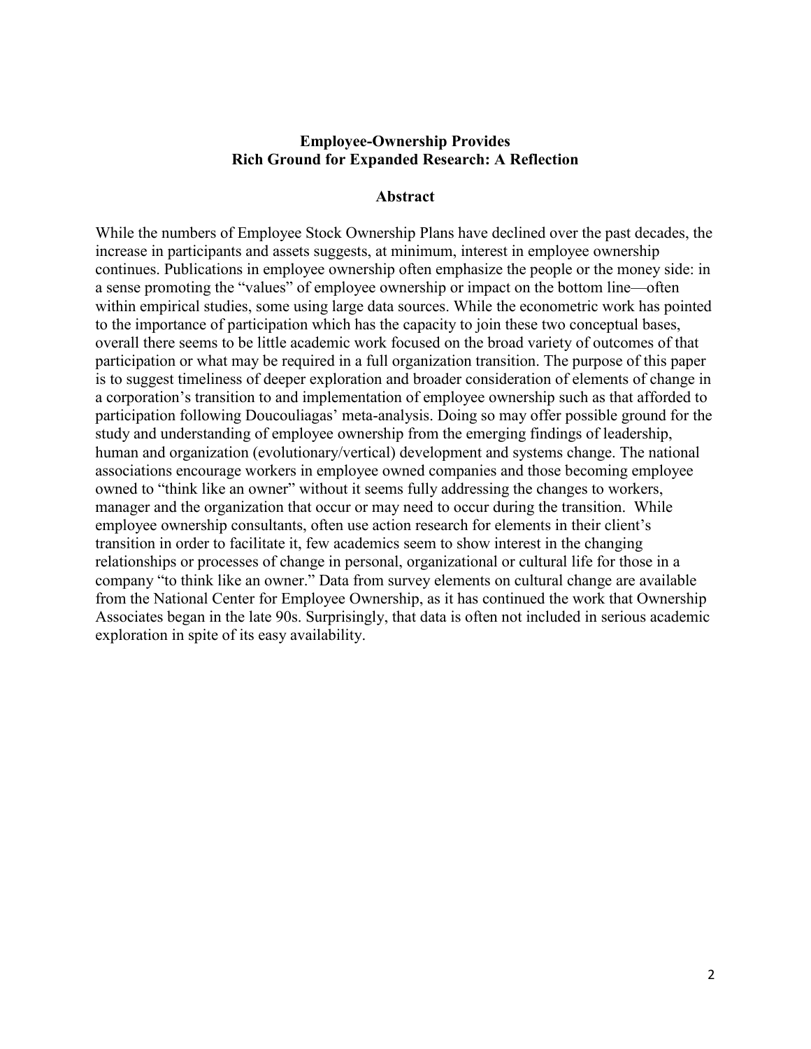**Employee-Ownership Provides Rich Ground for Expanded Research: A Reflection**

## Abstract

While the numbers of Employee Stock Ownership Plans have declined over the past decades, the increase in participants and assets suggests, at minimum, interest in employee ownership continues. Publications in employee ownership often emphasize the people or the money side: in a sense promoting the "values" of employee ownership or impact on the bottom line—often within empirical studies, some using large data sources. While the econometric work has pointed to the importance of participation which has the capacity to join these two conceptual bases, overall there seems to be little academic work focused on the broad variety of outcomes of that participation or what may be required in a full organization transition. The purpose of this paper is to suggest timeliness of deeper exploration and broader consideration of elements of change in a corporation's transition to and implementation of employee ownership such as that afforded to participation following Doucouliagas' meta-analysis. Doing so may offer possible ground for the study and understanding of employee ownership from the emerging findings of leadership, human and organization (evolutionary/vertical) development and systems change. The national associations encourage workers in employee owned companies and those becoming employee owned to "think like an owner" without it seems fully addressing the changes to workers, manager and the organization that occur or may need to occur during the transition. While employee ownership consultants, often use action research for elements in their client's transition in order to facilitate it, few academics seem to show interest in the changing relationships or processes of change in personal, organizational or cultural life for those in a company "to think like an owner." Data from survey elements on cultural change are available from the National Center for Employee Ownership, as it has continued the work that Ownership Associates began in the late 90s. Surprisingly, that data is often not included in serious academic exploration in spite of its easy availability.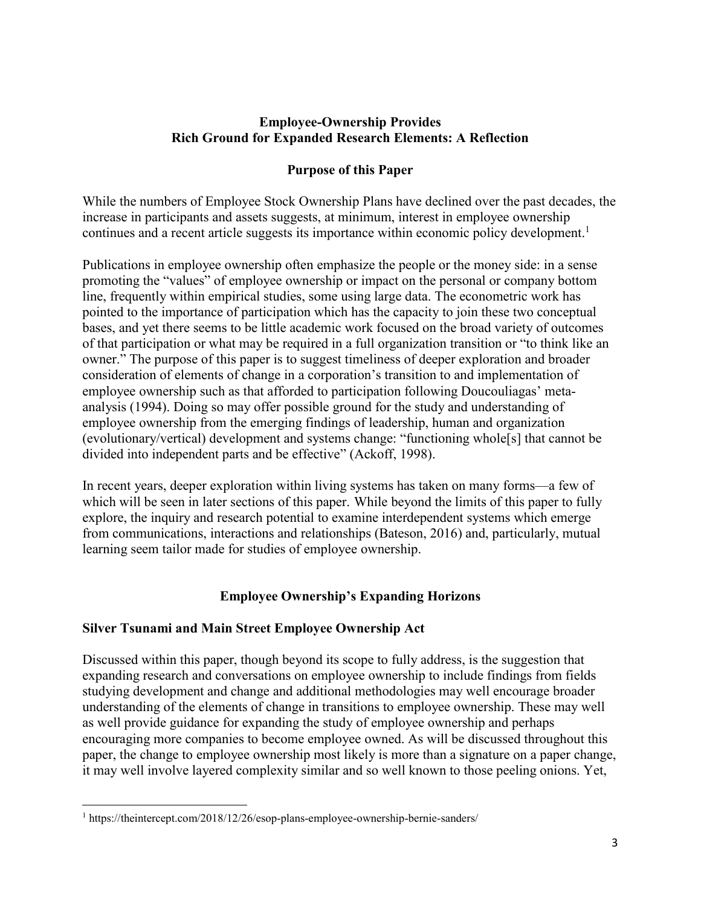**Employee-Ownership Provides Rich Ground for Expanded Research Elements: A Reflection**

## Purpose of this Paper

While the numbers of Employee Stock Ownership Plans have declined over the past decades, the increase in participants and assets suggests, at minimum, interest in employee ownership continues and a recent article suggests its importance within economic policy development.[1]

Publications in employee ownership often emphasize the people or the money side: in a sense promoting the "values" of employee ownership or impact on the personal or company bottom line, frequently within empirical studies, some using large data. The econometric work has pointed to the importance of participation which has the capacity to join these two conceptual bases, and yet there seems to be little academic work focused on the broad variety of outcomes of that participation or what may be required in a full organization transition or "to think like an owner." The purpose of this paper is to suggest timeliness of deeper exploration and broader consideration of elements of change in a corporation's transition to and implementation of employee ownership such as that afforded to participation following Doucouliagas' meta-analysis (1994). Doing so may offer possible ground for the study and understanding of employee ownership from the emerging findings of leadership, human and organization (evolutionary/vertical) development and systems change: "functioning whole[s] that cannot be divided into independent parts and be effective" (Ackoff, 1998).

In recent years, deeper exploration within living systems has taken on many forms—a few of which will be seen in later sections of this paper. While beyond the limits of this paper to fully explore, the inquiry and research potential to examine interdependent systems which emerge from communications, interactions and relationships (Bateson, 2016) and, particularly, mutual learning seem tailor made for studies of employee ownership.

## Employee Ownership's Expanding Horizons

### Silver Tsunami and Main Street Employee Ownership Act

Discussed within this paper, though beyond its scope to fully address, is the suggestion that expanding research and conversations on employee ownership to include findings from fields studying development and change and additional methodologies may well encourage broader understanding of the elements of change in transitions to employee ownership. These may well as well provide guidance for expanding the study of employee ownership and perhaps encouraging more companies to become employee owned. As will be discussed throughout this paper, the change to employee ownership most likely is more than a signature on a paper change, it may well involve layered complexity similar and so well known to those peeling onions. Yet,

[1] https://theintercept.com/2018/12/26/esop-plans-employee-ownership-bernie-sanders/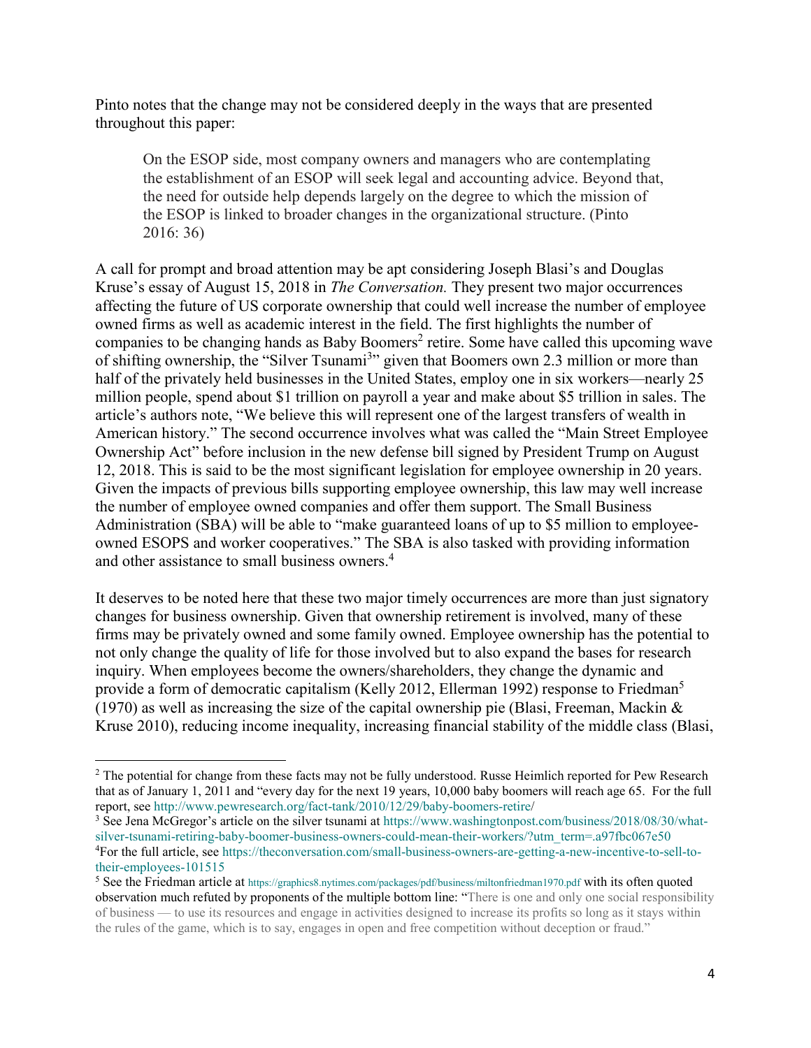Pinto notes that the change may not be considered deeply in the ways that are presented throughout this paper:

> On the ESOP side, most company owners and managers who are contemplating the establishment of an ESOP will seek legal and accounting advice. Beyond that, the need for outside help depends largely on the degree to which the mission of the ESOP is linked to broader changes in the organizational structure. (Pinto 2016: 36)

A call for prompt and broad attention may be apt considering Joseph Blasi's and Douglas Kruse's essay of August 15, 2018 in *The Conversation.* They present two major occurrences affecting the future of US corporate ownership that could well increase the number of employee owned firms as well as academic interest in the field. The first highlights the number of companies to be changing hands as Baby Boomers[2] retire. Some have called this upcoming wave of shifting ownership, the "Silver Tsunami[3]" given that Boomers own 2.3 million or more than half of the privately held businesses in the United States, employ one in six workers—nearly 25 million people, spend about $1 trillion on payroll a year and make about $5 trillion in sales. The article's authors note, "We believe this will represent one of the largest transfers of wealth in American history." The second occurrence involves what was called the "Main Street Employee Ownership Act" before inclusion in the new defense bill signed by President Trump on August 12, 2018. This is said to be the most significant legislation for employee ownership in 20 years. Given the impacts of previous bills supporting employee ownership, this law may well increase the number of employee owned companies and offer them support. The Small Business Administration (SBA) will be able to "make guaranteed loans of up to $5 million to employee-owned ESOPS and worker cooperatives." The SBA is also tasked with providing information and other assistance to small business owners.[4]

It deserves to be noted here that these two major timely occurrences are more than just signatory changes for business ownership. Given that ownership retirement is involved, many of these firms may be privately owned and some family owned. Employee ownership has the potential to not only change the quality of life for those involved but to also expand the bases for research inquiry. When employees become the owners/shareholders, they change the dynamic and provide a form of democratic capitalism (Kelly 2012, Ellerman 1992) response to Friedman[5] (1970) as well as increasing the size of the capital ownership pie (Blasi, Freeman, Mackin & Kruse 2010), reducing income inequality, increasing financial stability of the middle class (Blasi,

---

[2] The potential for change from these facts may not be fully understood. Russe Heimlich reported for Pew Research that as of January 1, 2011 and "every day for the next 19 years, 10,000 baby boomers will reach age 65. For the full report, see http://www.pewresearch.org/fact-tank/2010/12/29/baby-boomers-retire/

[3] See Jena McGregor's article on the silver tsunami at https://www.washingtonpost.com/business/2018/08/30/what-silver-tsunami-retiring-baby-boomer-business-owners-could-mean-their-workers/?utm_term=.a97fbc067e50

[4] For the full article, see https://theconversation.com/small-business-owners-are-getting-a-new-incentive-to-sell-to-their-employees-101515

[5] See the Friedman article at https://graphics8.nytimes.com/packages/pdf/business/miltonfriedman1970.pdf with its often quoted observation much refuted by proponents of the multiple bottom line: "There is one and only one social responsibility of business — to use its resources and engage in activities designed to increase its profits so long as it stays within the rules of the game, which is to say, engages in open and free competition without deception or fraud."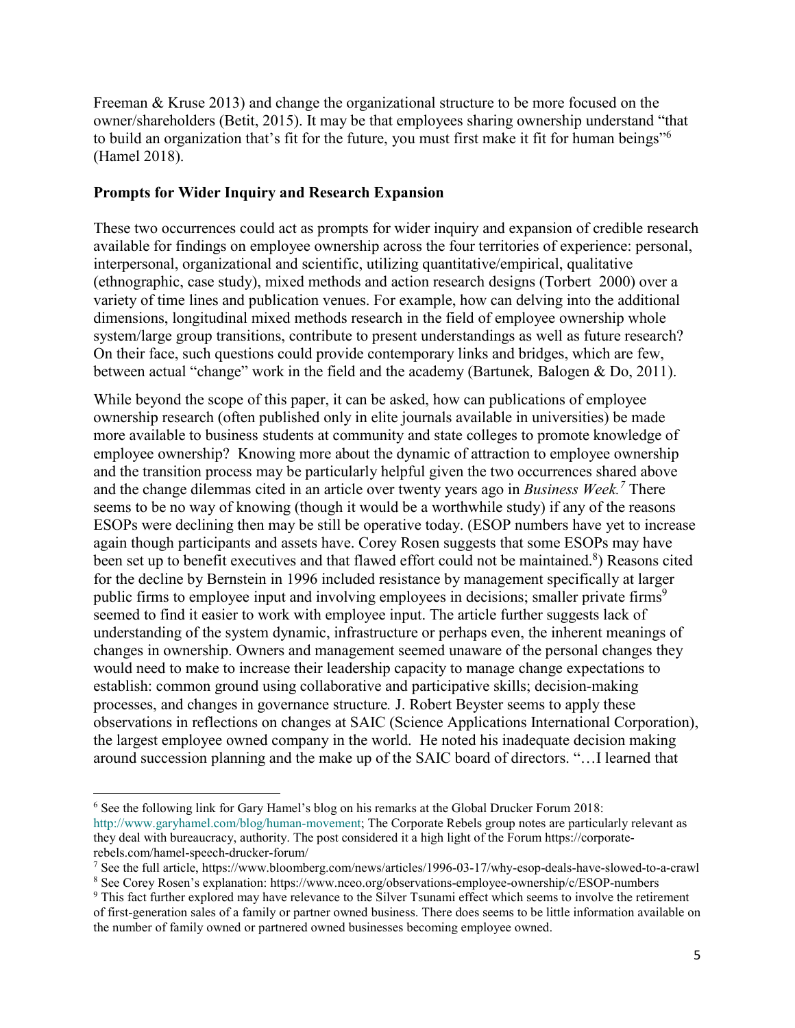Freeman & Kruse 2013) and change the organizational structure to be more focused on the owner/shareholders (Betit, 2015). It may be that employees sharing ownership understand "that to build an organization that's fit for the future, you must first make it fit for human beings"[6] (Hamel 2018).

### Prompts for Wider Inquiry and Research Expansion

These two occurrences could act as prompts for wider inquiry and expansion of credible research available for findings on employee ownership across the four territories of experience: personal, interpersonal, organizational and scientific, utilizing quantitative/empirical, qualitative (ethnographic, case study), mixed methods and action research designs (Torbert 2000) over a variety of time lines and publication venues. For example, how can delving into the additional dimensions, longitudinal mixed methods research in the field of employee ownership whole system/large group transitions, contribute to present understandings as well as future research? On their face, such questions could provide contemporary links and bridges, which are few, between actual "change" work in the field and the academy (Bartunek*,* Balogen & Do, 2011).

While beyond the scope of this paper, it can be asked, how can publications of employee ownership research (often published only in elite journals available in universities) be made more available to business students at community and state colleges to promote knowledge of employee ownership? Knowing more about the dynamic of attraction to employee ownership and the transition process may be particularly helpful given the two occurrences shared above and the change dilemmas cited in an article over twenty years ago in *Business Week.*[7] There seems to be no way of knowing (though it would be a worthwhile study) if any of the reasons ESOPs were declining then may be still be operative today. (ESOP numbers have yet to increase again though participants and assets have. Corey Rosen suggests that some ESOPs may have been set up to benefit executives and that flawed effort could not be maintained.[8]) Reasons cited for the decline by Bernstein in 1996 included resistance by management specifically at larger public firms to employee input and involving employees in decisions; smaller private firms[9] seemed to find it easier to work with employee input. The article further suggests lack of understanding of the system dynamic, infrastructure or perhaps even, the inherent meanings of changes in ownership. Owners and management seemed unaware of the personal changes they would need to make to increase their leadership capacity to manage change expectations to establish: common ground using collaborative and participative skills; decision-making processes, and changes in governance structure*.* J. Robert Beyster seems to apply these observations in reflections on changes at SAIC (Science Applications International Corporation), the largest employee owned company in the world. He noted his inadequate decision making around succession planning and the make up of the SAIC board of directors. "…I learned that

---

[6] See the following link for Gary Hamel's blog on his remarks at the Global Drucker Forum 2018: http://www.garyhamel.com/blog/human-movement; The Corporate Rebels group notes are particularly relevant as they deal with bureaucracy, authority. The post considered it a high light of the Forum https://corporate-rebels.com/hamel-speech-drucker-forum/

[7] See the full article, https://www.bloomberg.com/news/articles/1996-03-17/why-esop-deals-have-slowed-to-a-crawl

[8] See Corey Rosen's explanation: https://www.nceo.org/observations-employee-ownership/c/ESOP-numbers

[9] This fact further explored may have relevance to the Silver Tsunami effect which seems to involve the retirement of first-generation sales of a family or partner owned business. There does seems to be little information available on the number of family owned or partnered owned businesses becoming employee owned.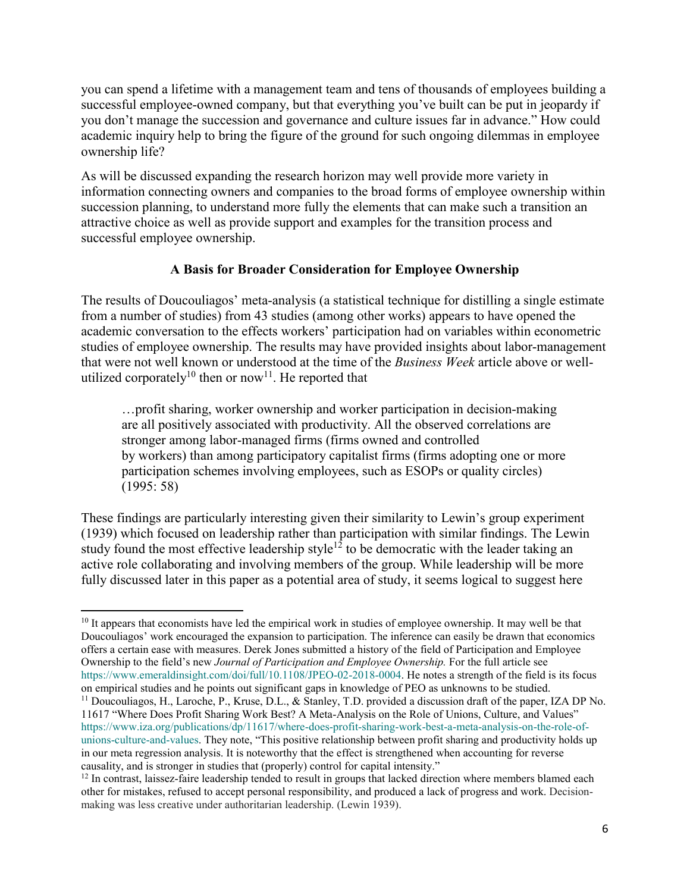you can spend a lifetime with a management team and tens of thousands of employees building a successful employee-owned company, but that everything you've built can be put in jeopardy if you don't manage the succession and governance and culture issues far in advance." How could academic inquiry help to bring the figure of the ground for such ongoing dilemmas in employee ownership life?

As will be discussed expanding the research horizon may well provide more variety in information connecting owners and companies to the broad forms of employee ownership within succession planning, to understand more fully the elements that can make such a transition an attractive choice as well as provide support and examples for the transition process and successful employee ownership.

### A Basis for Broader Consideration for Employee Ownership

The results of Doucouliagos' meta-analysis (a statistical technique for distilling a single estimate from a number of studies) from 43 studies (among other works) appears to have opened the academic conversation to the effects workers' participation had on variables within econometric studies of employee ownership. The results may have provided insights about labor-management that were not well known or understood at the time of the *Business Week* article above or well-utilized corporately[10] then or now[11]. He reported that

> …profit sharing, worker ownership and worker participation in decision-making are all positively associated with productivity. All the observed correlations are stronger among labor-managed firms (firms owned and controlled by workers) than among participatory capitalist firms (firms adopting one or more participation schemes involving employees, such as ESOPs or quality circles) (1995: 58)

These findings are particularly interesting given their similarity to Lewin's group experiment (1939) which focused on leadership rather than participation with similar findings. The Lewin study found the most effective leadership style[12] to be democratic with the leader taking an active role collaborating and involving members of the group. While leadership will be more fully discussed later in this paper as a potential area of study, it seems logical to suggest here

---

[10] It appears that economists have led the empirical work in studies of employee ownership. It may well be that Doucouliagos' work encouraged the expansion to participation. The inference can easily be drawn that economics offers a certain ease with measures. Derek Jones submitted a history of the field of Participation and Employee Ownership to the field's new *Journal of Participation and Employee Ownership.* For the full article see https://www.emeraldinsight.com/doi/full/10.1108/JPEO-02-2018-0004. He notes a strength of the field is its focus on empirical studies and he points out significant gaps in knowledge of PEO as unknowns to be studied.

[11] Doucouliagos, H., Laroche, P., Kruse, D.L., & Stanley, T.D. provided a discussion draft of the paper, IZA DP No. 11617 "Where Does Profit Sharing Work Best? A Meta-Analysis on the Role of Unions, Culture, and Values" https://www.iza.org/publications/dp/11617/where-does-profit-sharing-work-best-a-meta-analysis-on-the-role-of-unions-culture-and-values. They note, "This positive relationship between profit sharing and productivity holds up in our meta regression analysis. It is noteworthy that the effect is strengthened when accounting for reverse causality, and is stronger in studies that (properly) control for capital intensity."

[12] In contrast, laissez-faire leadership tended to result in groups that lacked direction where members blamed each other for mistakes, refused to accept personal responsibility, and produced a lack of progress and work. Decision-making was less creative under authoritarian leadership. (Lewin 1939).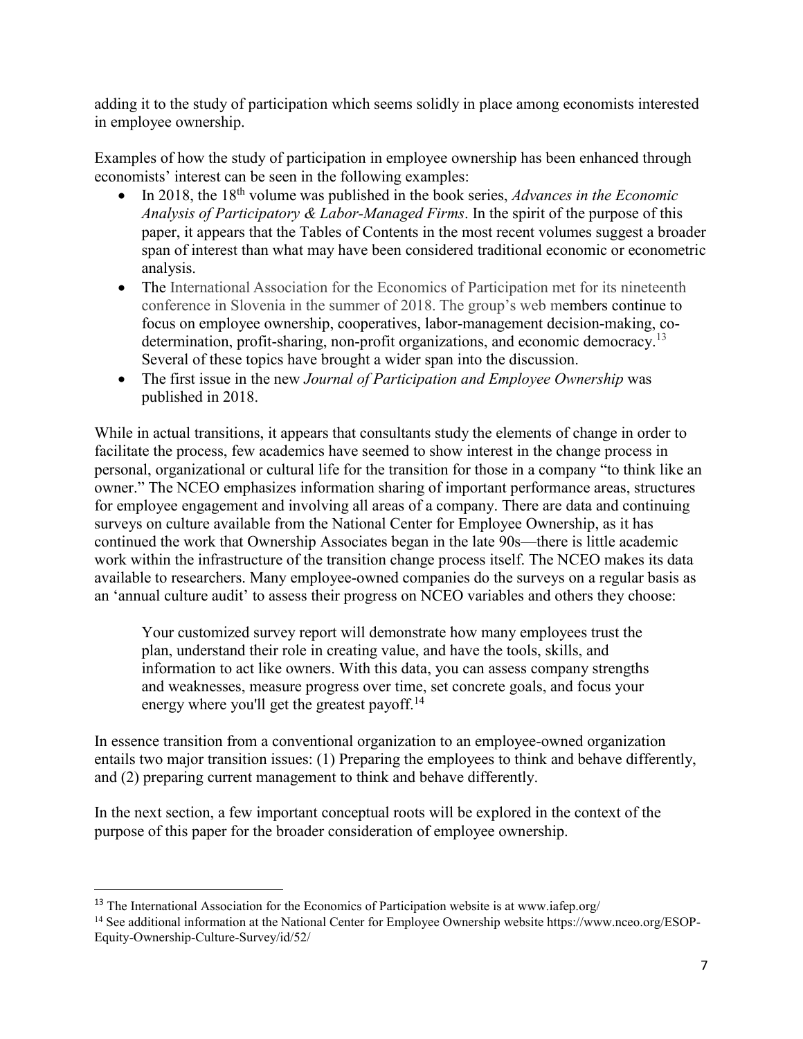adding it to the study of participation which seems solidly in place among economists interested in employee ownership.

Examples of how the study of participation in employee ownership has been enhanced through economists' interest can be seen in the following examples:

- In 2018, the 18th volume was published in the book series, *Advances in the Economic Analysis of Participatory & Labor-Managed Firms*. In the spirit of the purpose of this paper, it appears that the Tables of Contents in the most recent volumes suggest a broader span of interest than what may have been considered traditional economic or econometric analysis.
- The International Association for the Economics of Participation met for its nineteenth conference in Slovenia in the summer of 2018. The group's web members continue to focus on employee ownership, cooperatives, labor-management decision-making, co-determination, profit-sharing, non-profit organizations, and economic democracy.[13] Several of these topics have brought a wider span into the discussion.
- The first issue in the new *Journal of Participation and Employee Ownership* was published in 2018.

While in actual transitions, it appears that consultants study the elements of change in order to facilitate the process, few academics have seemed to show interest in the change process in personal, organizational or cultural life for the transition for those in a company "to think like an owner." The NCEO emphasizes information sharing of important performance areas, structures for employee engagement and involving all areas of a company. There are data and continuing surveys on culture available from the National Center for Employee Ownership, as it has continued the work that Ownership Associates began in the late 90s—there is little academic work within the infrastructure of the transition change process itself. The NCEO makes its data available to researchers. Many employee-owned companies do the surveys on a regular basis as an 'annual culture audit' to assess their progress on NCEO variables and others they choose:

> Your customized survey report will demonstrate how many employees trust the plan, understand their role in creating value, and have the tools, skills, and information to act like owners. With this data, you can assess company strengths and weaknesses, measure progress over time, set concrete goals, and focus your energy where you'll get the greatest payoff.[14]

In essence transition from a conventional organization to an employee-owned organization entails two major transition issues: (1) Preparing the employees to think and behave differently, and (2) preparing current management to think and behave differently.

In the next section, a few important conceptual roots will be explored in the context of the purpose of this paper for the broader consideration of employee ownership.

---

[13] The International Association for the Economics of Participation website is at www.iafep.org/

[14] See additional information at the National Center for Employee Ownership website https://www.nceo.org/ESOP-Equity-Ownership-Culture-Survey/id/52/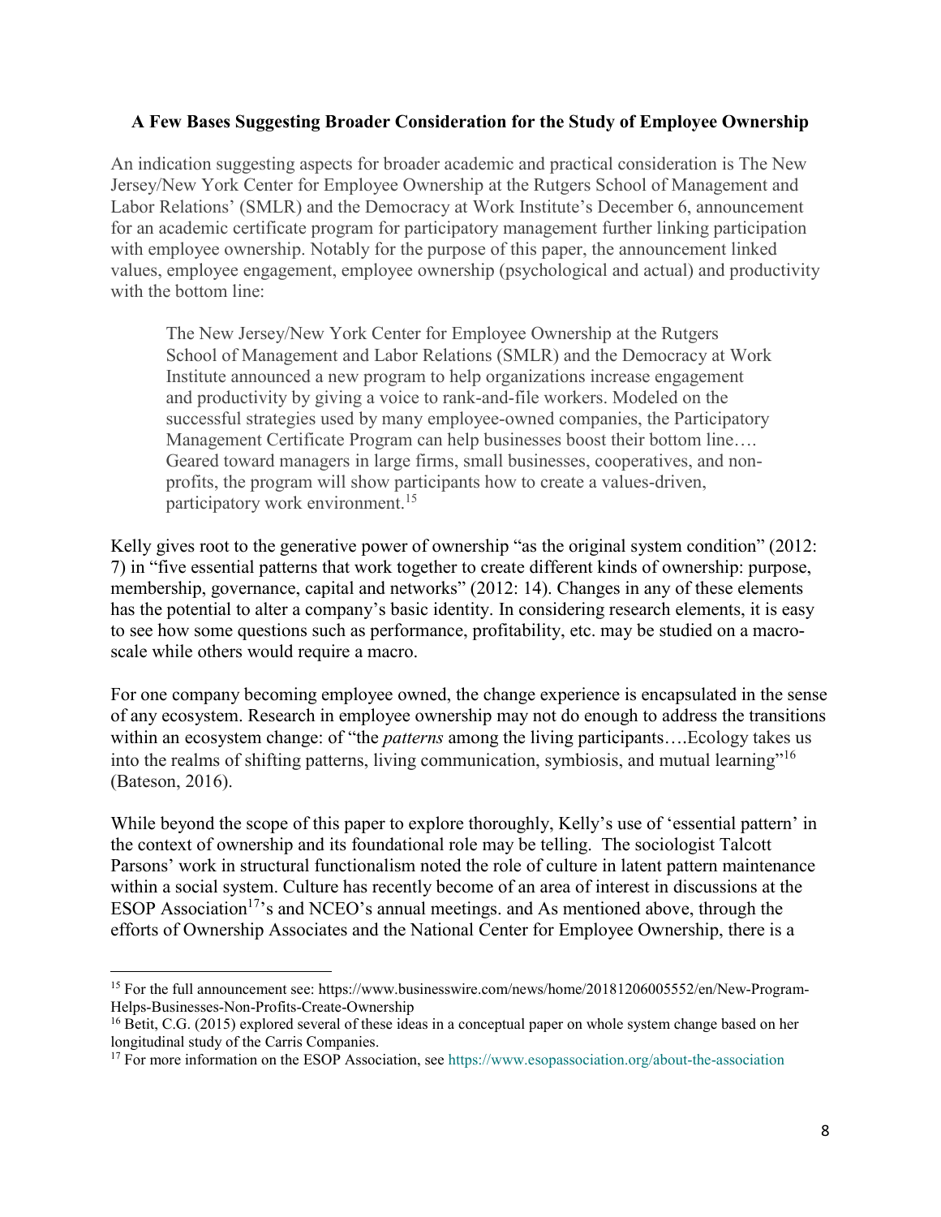**A Few Bases Suggesting Broader Consideration for the Study of Employee Ownership**

An indication suggesting aspects for broader academic and practical consideration is The New Jersey/New York Center for Employee Ownership at the Rutgers School of Management and Labor Relations' (SMLR) and the Democracy at Work Institute's December 6, announcement for an academic certificate program for participatory management further linking participation with employee ownership. Notably for the purpose of this paper, the announcement linked values, employee engagement, employee ownership (psychological and actual) and productivity with the bottom line:

> The New Jersey/New York Center for Employee Ownership at the Rutgers School of Management and Labor Relations (SMLR) and the Democracy at Work Institute announced a new program to help organizations increase engagement and productivity by giving a voice to rank-and-file workers. Modeled on the successful strategies used by many employee-owned companies, the Participatory Management Certificate Program can help businesses boost their bottom line…. Geared toward managers in large firms, small businesses, cooperatives, and non-profits, the program will show participants how to create a values-driven, participatory work environment.[15]

Kelly gives root to the generative power of ownership "as the original system condition" (2012: 7) in "five essential patterns that work together to create different kinds of ownership: purpose, membership, governance, capital and networks" (2012: 14). Changes in any of these elements has the potential to alter a company's basic identity. In considering research elements, it is easy to see how some questions such as performance, profitability, etc. may be studied on a macro-scale while others would require a macro.

For one company becoming employee owned, the change experience is encapsulated in the sense of any ecosystem. Research in employee ownership may not do enough to address the transitions within an ecosystem change: of "the *patterns* among the living participants….Ecology takes us into the realms of shifting patterns, living communication, symbiosis, and mutual learning"[16] (Bateson, 2016).

While beyond the scope of this paper to explore thoroughly, Kelly's use of 'essential pattern' in the context of ownership and its foundational role may be telling. The sociologist Talcott Parsons' work in structural functionalism noted the role of culture in latent pattern maintenance within a social system. Culture has recently become of an area of interest in discussions at the ESOP Association[17]'s and NCEO's annual meetings. and As mentioned above, through the efforts of Ownership Associates and the National Center for Employee Ownership, there is a

---

[15] For the full announcement see: https://www.businesswire.com/news/home/20181206005552/en/New-Program-Helps-Businesses-Non-Profits-Create-Ownership

[16] Betit, C.G. (2015) explored several of these ideas in a conceptual paper on whole system change based on her longitudinal study of the Carris Companies.

[17] For more information on the ESOP Association, see https://www.esopassociation.org/about-the-association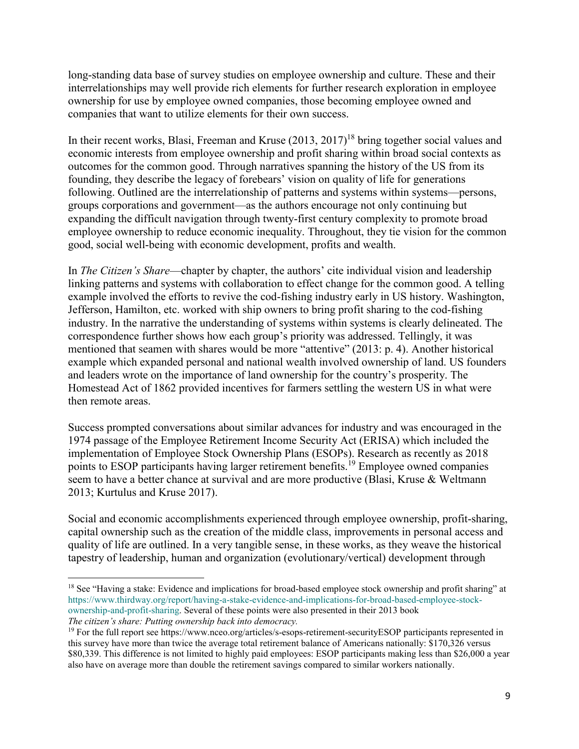long-standing data base of survey studies on employee ownership and culture. These and their interrelationships may well provide rich elements for further research exploration in employee ownership for use by employee owned companies, those becoming employee owned and companies that want to utilize elements for their own success.

In their recent works, Blasi, Freeman and Kruse (2013, 2017)[18] bring together social values and economic interests from employee ownership and profit sharing within broad social contexts as outcomes for the common good. Through narratives spanning the history of the US from its founding, they describe the legacy of forebears' vision on quality of life for generations following. Outlined are the interrelationship of patterns and systems within systems—persons, groups corporations and government—as the authors encourage not only continuing but expanding the difficult navigation through twenty-first century complexity to promote broad employee ownership to reduce economic inequality. Throughout, they tie vision for the common good, social well-being with economic development, profits and wealth.

In *The Citizen's Share*—chapter by chapter, the authors' cite individual vision and leadership linking patterns and systems with collaboration to effect change for the common good. A telling example involved the efforts to revive the cod-fishing industry early in US history. Washington, Jefferson, Hamilton, etc. worked with ship owners to bring profit sharing to the cod-fishing industry. In the narrative the understanding of systems within systems is clearly delineated. The correspondence further shows how each group's priority was addressed. Tellingly, it was mentioned that seamen with shares would be more "attentive" (2013: p. 4). Another historical example which expanded personal and national wealth involved ownership of land. US founders and leaders wrote on the importance of land ownership for the country's prosperity. The Homestead Act of 1862 provided incentives for farmers settling the western US in what were then remote areas.

Success prompted conversations about similar advances for industry and was encouraged in the 1974 passage of the Employee Retirement Income Security Act (ERISA) which included the implementation of Employee Stock Ownership Plans (ESOPs). Research as recently as 2018 points to ESOP participants having larger retirement benefits.[19] Employee owned companies seem to have a better chance at survival and are more productive (Blasi, Kruse & Weltmann 2013; Kurtulus and Kruse 2017).

Social and economic accomplishments experienced through employee ownership, profit-sharing, capital ownership such as the creation of the middle class, improvements in personal access and quality of life are outlined. In a very tangible sense, in these works, as they weave the historical tapestry of leadership, human and organization (evolutionary/vertical) development through

---

[18] See "Having a stake: Evidence and implications for broad-based employee stock ownership and profit sharing" at https://www.thirdway.org/report/having-a-stake-evidence-and-implications-for-broad-based-employee-stock-ownership-and-profit-sharing. Several of these points were also presented in their 2013 book *The citizen's share: Putting ownership back into democracy.*

[19] For the full report see https://www.nceo.org/articles/s-esops-retirement-securityESOP participants represented in this survey have more than twice the average total retirement balance of Americans nationally: $170,326 versus $80,339. This difference is not limited to highly paid employees: ESOP participants making less than $26,000 a year also have on average more than double the retirement savings compared to similar workers nationally.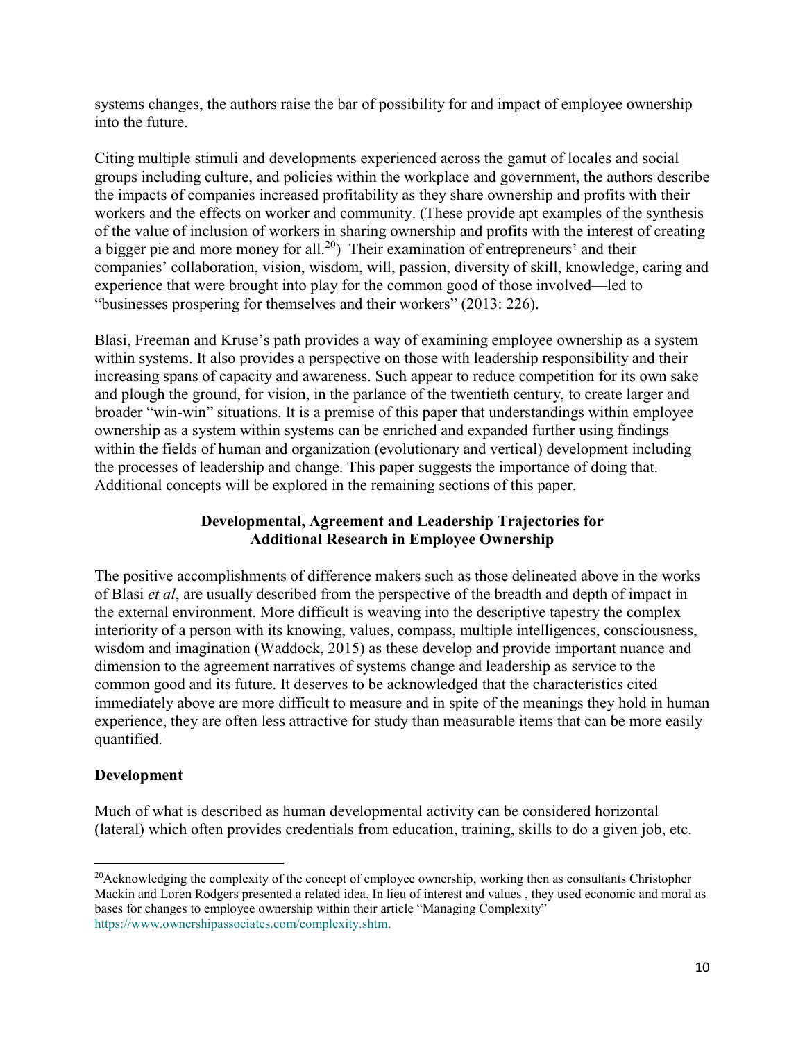systems changes, the authors raise the bar of possibility for and impact of employee ownership into the future.

Citing multiple stimuli and developments experienced across the gamut of locales and social groups including culture, and policies within the workplace and government, the authors describe the impacts of companies increased profitability as they share ownership and profits with their workers and the effects on worker and community. (These provide apt examples of the synthesis of the value of inclusion of workers in sharing ownership and profits with the interest of creating a bigger pie and more money for all.[20]) Their examination of entrepreneurs' and their companies' collaboration, vision, wisdom, will, passion, diversity of skill, knowledge, caring and experience that were brought into play for the common good of those involved—led to "businesses prospering for themselves and their workers" (2013: 226).

Blasi, Freeman and Kruse's path provides a way of examining employee ownership as a system within systems. It also provides a perspective on those with leadership responsibility and their increasing spans of capacity and awareness. Such appear to reduce competition for its own sake and plough the ground, for vision, in the parlance of the twentieth century, to create larger and broader "win-win" situations. It is a premise of this paper that understandings within employee ownership as a system within systems can be enriched and expanded further using findings within the fields of human and organization (evolutionary and vertical) development including the processes of leadership and change. This paper suggests the importance of doing that. Additional concepts will be explored in the remaining sections of this paper.

## Developmental, Agreement and Leadership Trajectories for Additional Research in Employee Ownership

The positive accomplishments of difference makers such as those delineated above in the works of Blasi *et al*, are usually described from the perspective of the breadth and depth of impact in the external environment. More difficult is weaving into the descriptive tapestry the complex interiority of a person with its knowing, values, compass, multiple intelligences, consciousness, wisdom and imagination (Waddock, 2015) as these develop and provide important nuance and dimension to the agreement narratives of systems change and leadership as service to the common good and its future. It deserves to be acknowledged that the characteristics cited immediately above are more difficult to measure and in spite of the meanings they hold in human experience, they are often less attractive for study than measurable items that can be more easily quantified.

### Development

Much of what is described as human developmental activity can be considered horizontal (lateral) which often provides credentials from education, training, skills to do a given job, etc.

---

[20] Acknowledging the complexity of the concept of employee ownership, working then as consultants Christopher Mackin and Loren Rodgers presented a related idea. In lieu of interest and values , they used economic and moral as bases for changes to employee ownership within their article "Managing Complexity" https://www.ownershipassociates.com/complexity.shtm.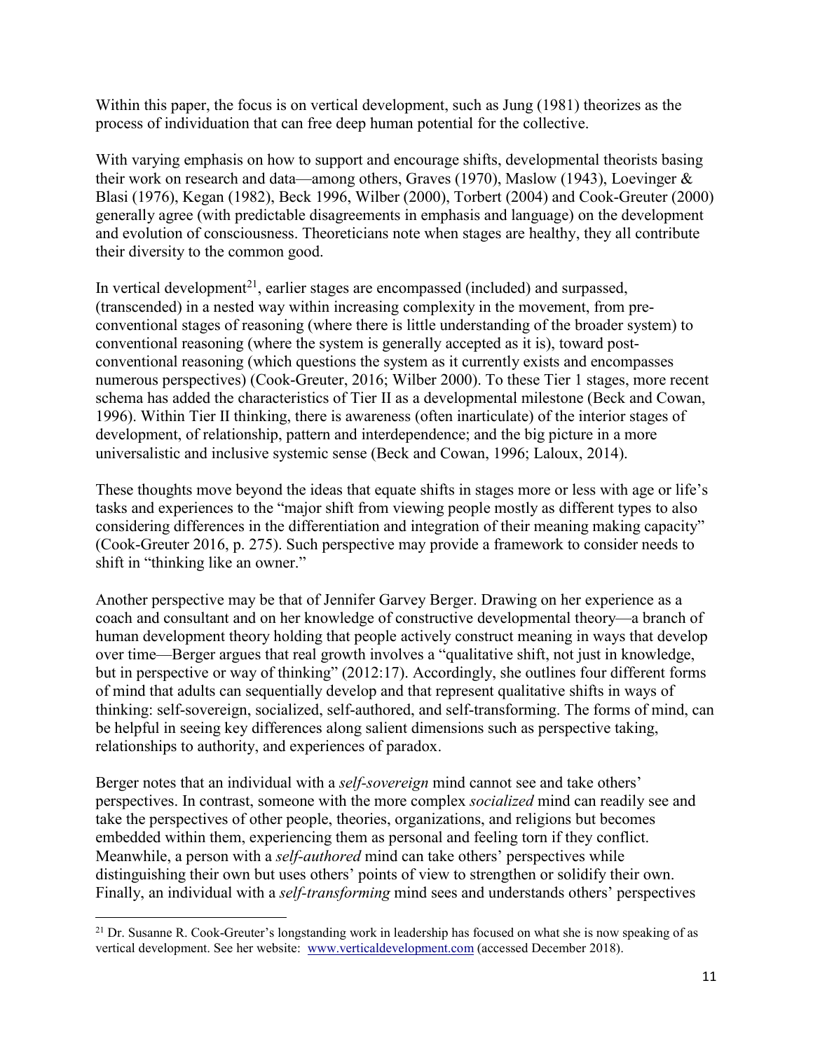Within this paper, the focus is on vertical development, such as Jung (1981) theorizes as the process of individuation that can free deep human potential for the collective.

With varying emphasis on how to support and encourage shifts, developmental theorists basing their work on research and data—among others, Graves (1970), Maslow (1943), Loevinger & Blasi (1976), Kegan (1982), Beck 1996, Wilber (2000), Torbert (2004) and Cook-Greuter (2000) generally agree (with predictable disagreements in emphasis and language) on the development and evolution of consciousness. Theoreticians note when stages are healthy, they all contribute their diversity to the common good.

In vertical development[21], earlier stages are encompassed (included) and surpassed, (transcended) in a nested way within increasing complexity in the movement, from pre-conventional stages of reasoning (where there is little understanding of the broader system) to conventional reasoning (where the system is generally accepted as it is), toward post-conventional reasoning (which questions the system as it currently exists and encompasses numerous perspectives) (Cook-Greuter, 2016; Wilber 2000). To these Tier 1 stages, more recent schema has added the characteristics of Tier II as a developmental milestone (Beck and Cowan, 1996). Within Tier II thinking, there is awareness (often inarticulate) of the interior stages of development, of relationship, pattern and interdependence; and the big picture in a more universalistic and inclusive systemic sense (Beck and Cowan, 1996; Laloux, 2014).

These thoughts move beyond the ideas that equate shifts in stages more or less with age or life's tasks and experiences to the "major shift from viewing people mostly as different types to also considering differences in the differentiation and integration of their meaning making capacity" (Cook-Greuter 2016, p. 275). Such perspective may provide a framework to consider needs to shift in "thinking like an owner."

Another perspective may be that of Jennifer Garvey Berger. Drawing on her experience as a coach and consultant and on her knowledge of constructive developmental theory—a branch of human development theory holding that people actively construct meaning in ways that develop over time—Berger argues that real growth involves a "qualitative shift, not just in knowledge, but in perspective or way of thinking" (2012:17). Accordingly, she outlines four different forms of mind that adults can sequentially develop and that represent qualitative shifts in ways of thinking: self-sovereign, socialized, self-authored, and self-transforming. The forms of mind, can be helpful in seeing key differences along salient dimensions such as perspective taking, relationships to authority, and experiences of paradox.

Berger notes that an individual with a *self-sovereign* mind cannot see and take others' perspectives. In contrast, someone with the more complex *socialized* mind can readily see and take the perspectives of other people, theories, organizations, and religions but becomes embedded within them, experiencing them as personal and feeling torn if they conflict. Meanwhile, a person with a *self-authored* mind can take others' perspectives while distinguishing their own but uses others' points of view to strengthen or solidify their own. Finally, an individual with a *self-transforming* mind sees and understands others' perspectives

[21] Dr. Susanne R. Cook-Greuter's longstanding work in leadership has focused on what she is now speaking of as vertical development. See her website: www.verticaldevelopment.com (accessed December 2018).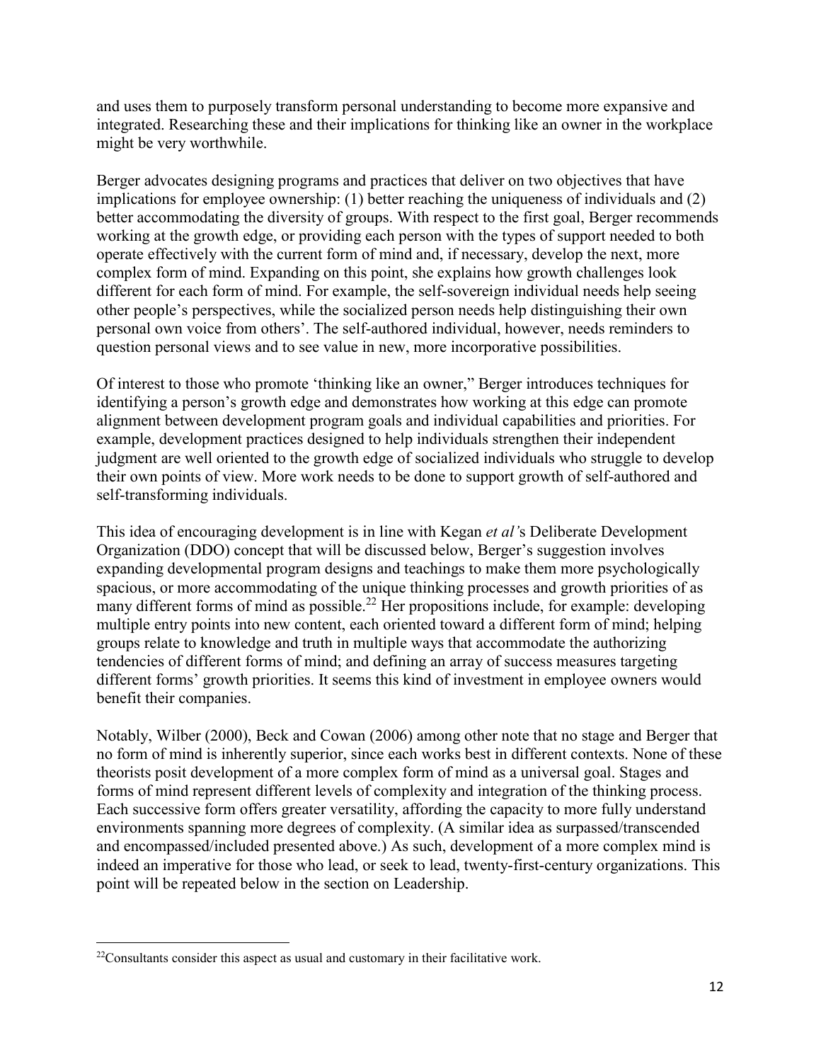and uses them to purposely transform personal understanding to become more expansive and integrated. Researching these and their implications for thinking like an owner in the workplace might be very worthwhile.

Berger advocates designing programs and practices that deliver on two objectives that have implications for employee ownership: (1) better reaching the uniqueness of individuals and (2) better accommodating the diversity of groups. With respect to the first goal, Berger recommends working at the growth edge, or providing each person with the types of support needed to both operate effectively with the current form of mind and, if necessary, develop the next, more complex form of mind. Expanding on this point, she explains how growth challenges look different for each form of mind. For example, the self-sovereign individual needs help seeing other people's perspectives, while the socialized person needs help distinguishing their own personal own voice from others'. The self-authored individual, however, needs reminders to question personal views and to see value in new, more incorporative possibilities.

Of interest to those who promote 'thinking like an owner," Berger introduces techniques for identifying a person's growth edge and demonstrates how working at this edge can promote alignment between development program goals and individual capabilities and priorities. For example, development practices designed to help individuals strengthen their independent judgment are well oriented to the growth edge of socialized individuals who struggle to develop their own points of view. More work needs to be done to support growth of self-authored and self-transforming individuals.

This idea of encouraging development is in line with Kegan *et al'*s Deliberate Development Organization (DDO) concept that will be discussed below, Berger's suggestion involves expanding developmental program designs and teachings to make them more psychologically spacious, or more accommodating of the unique thinking processes and growth priorities of as many different forms of mind as possible.[22] Her propositions include, for example: developing multiple entry points into new content, each oriented toward a different form of mind; helping groups relate to knowledge and truth in multiple ways that accommodate the authorizing tendencies of different forms of mind; and defining an array of success measures targeting different forms' growth priorities. It seems this kind of investment in employee owners would benefit their companies.

Notably, Wilber (2000), Beck and Cowan (2006) among other note that no stage and Berger that no form of mind is inherently superior, since each works best in different contexts. None of these theorists posit development of a more complex form of mind as a universal goal. Stages and forms of mind represent different levels of complexity and integration of the thinking process. Each successive form offers greater versatility, affording the capacity to more fully understand environments spanning more degrees of complexity. (A similar idea as surpassed/transcended and encompassed/included presented above.) As such, development of a more complex mind is indeed an imperative for those who lead, or seek to lead, twenty-first-century organizations. This point will be repeated below in the section on Leadership.

---

[22]Consultants consider this aspect as usual and customary in their facilitative work.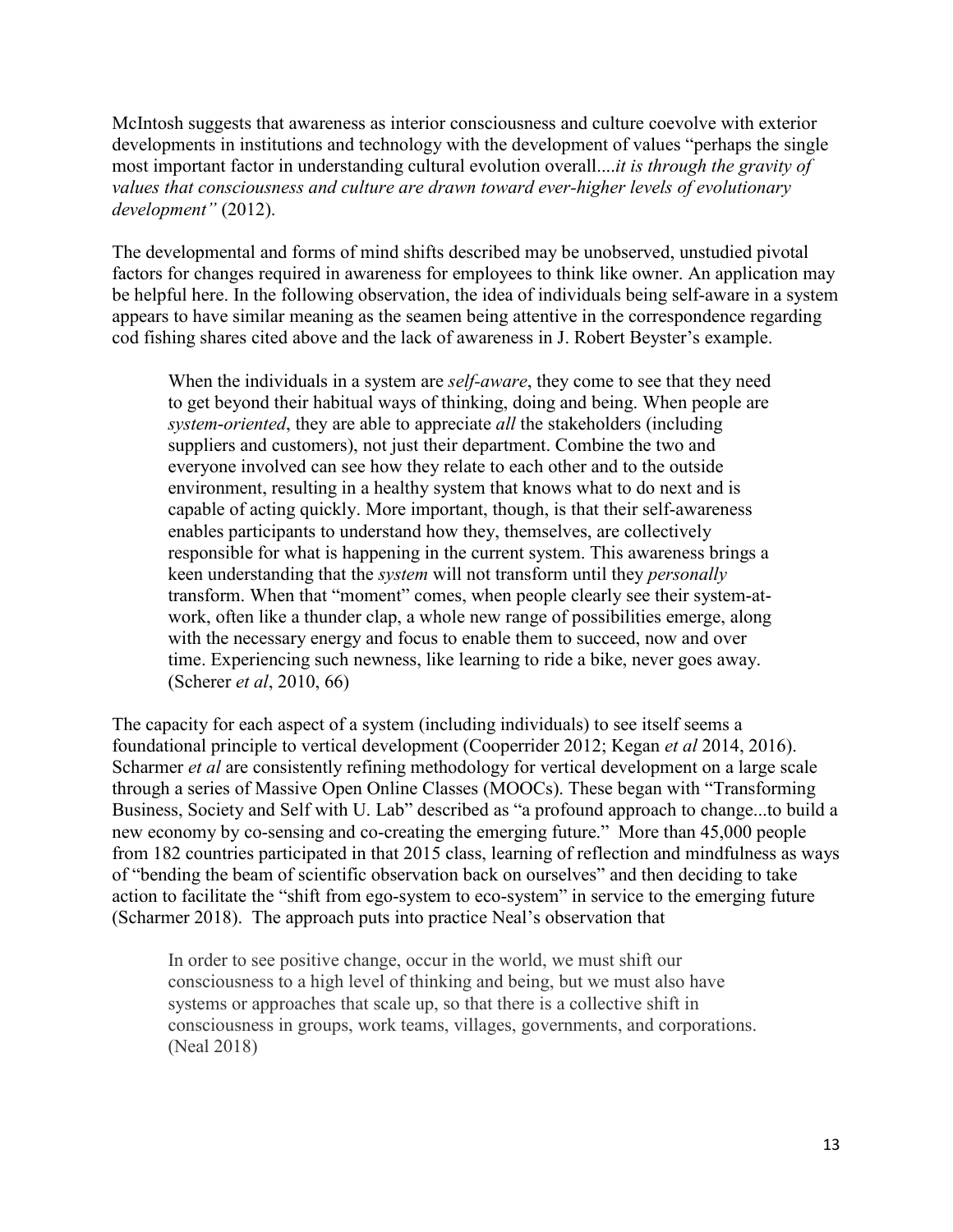McIntosh suggests that awareness as interior consciousness and culture coevolve with exterior developments in institutions and technology with the development of values "perhaps the single most important factor in understanding cultural evolution overall....*it is through the gravity of values that consciousness and culture are drawn toward ever-higher levels of evolutionary development"* (2012).

The developmental and forms of mind shifts described may be unobserved, unstudied pivotal factors for changes required in awareness for employees to think like owner. An application may be helpful here. In the following observation, the idea of individuals being self-aware in a system appears to have similar meaning as the seamen being attentive in the correspondence regarding cod fishing shares cited above and the lack of awareness in J. Robert Beyster's example.

> When the individuals in a system are *self-aware*, they come to see that they need to get beyond their habitual ways of thinking, doing and being. When people are *system-oriented*, they are able to appreciate *all* the stakeholders (including suppliers and customers), not just their department. Combine the two and everyone involved can see how they relate to each other and to the outside environment, resulting in a healthy system that knows what to do next and is capable of acting quickly. More important, though, is that their self-awareness enables participants to understand how they, themselves, are collectively responsible for what is happening in the current system. This awareness brings a keen understanding that the *system* will not transform until they *personally* transform. When that "moment" comes, when people clearly see their system-at-work, often like a thunder clap, a whole new range of possibilities emerge, along with the necessary energy and focus to enable them to succeed, now and over time. Experiencing such newness, like learning to ride a bike, never goes away. (Scherer *et al*, 2010, 66)

The capacity for each aspect of a system (including individuals) to see itself seems a foundational principle to vertical development (Cooperrider 2012; Kegan *et al* 2014, 2016). Scharmer *et al* are consistently refining methodology for vertical development on a large scale through a series of Massive Open Online Classes (MOOCs). These began with "Transforming Business, Society and Self with U. Lab" described as "a profound approach to change...to build a new economy by co-sensing and co-creating the emerging future." More than 45,000 people from 182 countries participated in that 2015 class, learning of reflection and mindfulness as ways of "bending the beam of scientific observation back on ourselves" and then deciding to take action to facilitate the "shift from ego-system to eco-system" in service to the emerging future (Scharmer 2018). The approach puts into practice Neal's observation that

> In order to see positive change, occur in the world, we must shift our consciousness to a high level of thinking and being, but we must also have systems or approaches that scale up, so that there is a collective shift in consciousness in groups, work teams, villages, governments, and corporations. (Neal 2018)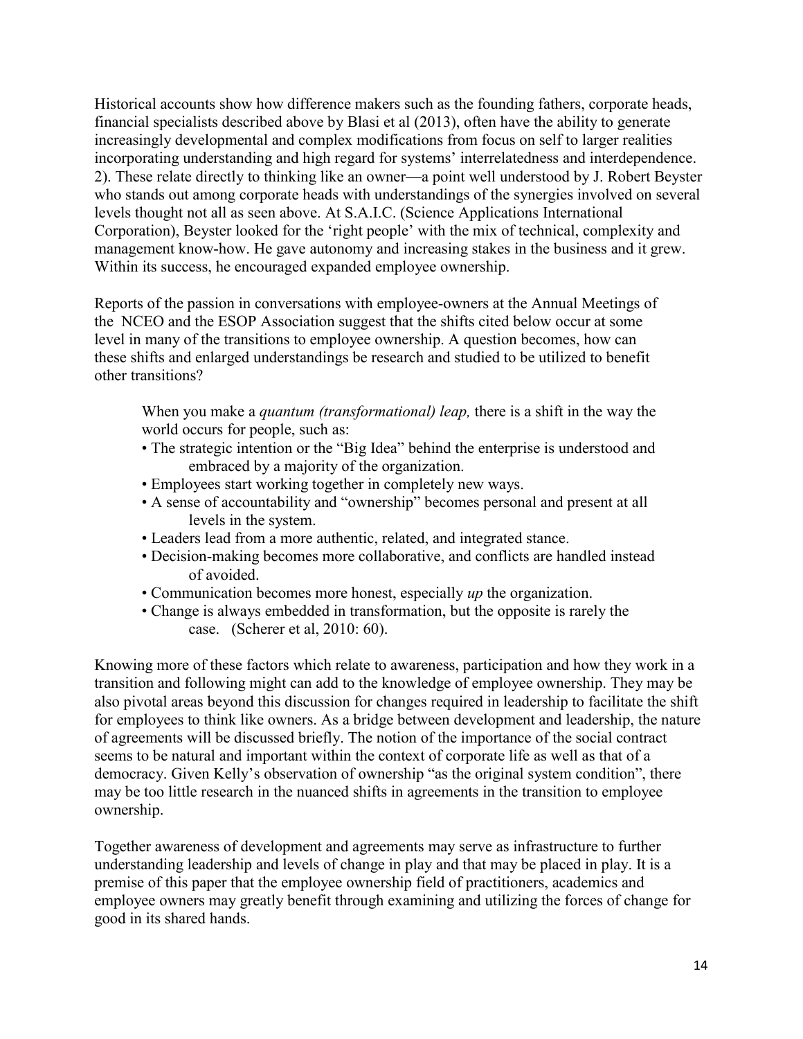Historical accounts show how difference makers such as the founding fathers, corporate heads, financial specialists described above by Blasi et al (2013), often have the ability to generate increasingly developmental and complex modifications from focus on self to larger realities incorporating understanding and high regard for systems' interrelatedness and interdependence. 2). These relate directly to thinking like an owner—a point well understood by J. Robert Beyster who stands out among corporate heads with understandings of the synergies involved on several levels thought not all as seen above. At S.A.I.C. (Science Applications International Corporation), Beyster looked for the 'right people' with the mix of technical, complexity and management know-how. He gave autonomy and increasing stakes in the business and it grew. Within its success, he encouraged expanded employee ownership.

Reports of the passion in conversations with employee-owners at the Annual Meetings of the NCEO and the ESOP Association suggest that the shifts cited below occur at some level in many of the transitions to employee ownership. A question becomes, how can these shifts and enlarged understandings be research and studied to be utilized to benefit other transitions?

> When you make a *quantum (transformational) leap,* there is a shift in the way the world occurs for people, such as:
> - The strategic intention or the "Big Idea" behind the enterprise is understood and embraced by a majority of the organization.
> - Employees start working together in completely new ways.
> - A sense of accountability and "ownership" becomes personal and present at all levels in the system.
> - Leaders lead from a more authentic, related, and integrated stance.
> - Decision-making becomes more collaborative, and conflicts are handled instead of avoided.
> - Communication becomes more honest, especially *up* the organization.
> - Change is always embedded in transformation, but the opposite is rarely the case. (Scherer et al, 2010: 60).

Knowing more of these factors which relate to awareness, participation and how they work in a transition and following might can add to the knowledge of employee ownership. They may be also pivotal areas beyond this discussion for changes required in leadership to facilitate the shift for employees to think like owners. As a bridge between development and leadership, the nature of agreements will be discussed briefly. The notion of the importance of the social contract seems to be natural and important within the context of corporate life as well as that of a democracy. Given Kelly's observation of ownership "as the original system condition", there may be too little research in the nuanced shifts in agreements in the transition to employee ownership.

Together awareness of development and agreements may serve as infrastructure to further understanding leadership and levels of change in play and that may be placed in play. It is a premise of this paper that the employee ownership field of practitioners, academics and employee owners may greatly benefit through examining and utilizing the forces of change for good in its shared hands.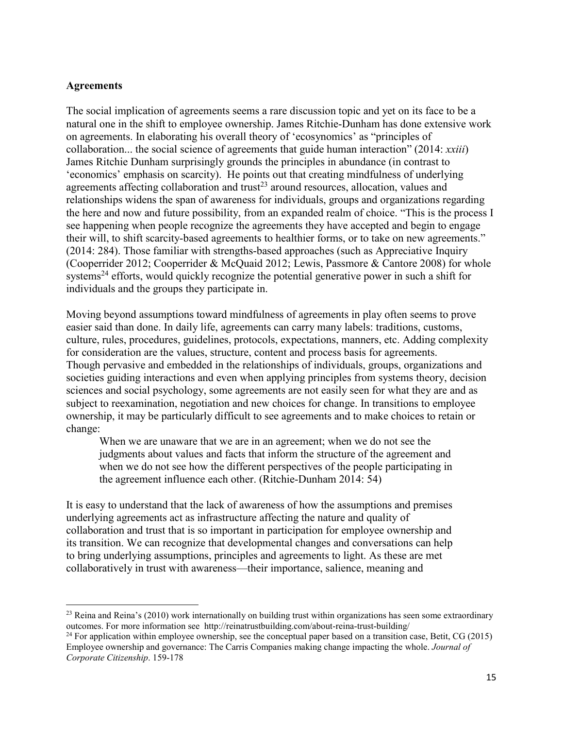**Agreements**

The social implication of agreements seems a rare discussion topic and yet on its face to be a natural one in the shift to employee ownership. James Ritchie-Dunham has done extensive work on agreements. In elaborating his overall theory of 'ecosynomics' as "principles of collaboration... the social science of agreements that guide human interaction" (2014: *xxiii*) James Ritchie Dunham surprisingly grounds the principles in abundance (in contrast to 'economics' emphasis on scarcity). He points out that creating mindfulness of underlying agreements affecting collaboration and trust[23] around resources, allocation, values and relationships widens the span of awareness for individuals, groups and organizations regarding the here and now and future possibility, from an expanded realm of choice. "This is the process I see happening when people recognize the agreements they have accepted and begin to engage their will, to shift scarcity-based agreements to healthier forms, or to take on new agreements." (2014: 284). Those familiar with strengths-based approaches (such as Appreciative Inquiry (Cooperrider 2012; Cooperrider & McQuaid 2012; Lewis, Passmore & Cantore 2008) for whole systems[24] efforts, would quickly recognize the potential generative power in such a shift for individuals and the groups they participate in.

Moving beyond assumptions toward mindfulness of agreements in play often seems to prove easier said than done. In daily life, agreements can carry many labels: traditions, customs, culture, rules, procedures, guidelines, protocols, expectations, manners, etc. Adding complexity for consideration are the values, structure, content and process basis for agreements. Though pervasive and embedded in the relationships of individuals, groups, organizations and societies guiding interactions and even when applying principles from systems theory, decision sciences and social psychology, some agreements are not easily seen for what they are and as subject to reexamination, negotiation and new choices for change. In transitions to employee ownership, it may be particularly difficult to see agreements and to make choices to retain or change:

> When we are unaware that we are in an agreement; when we do not see the judgments about values and facts that inform the structure of the agreement and when we do not see how the different perspectives of the people participating in the agreement influence each other. (Ritchie-Dunham 2014: 54)

It is easy to understand that the lack of awareness of how the assumptions and premises underlying agreements act as infrastructure affecting the nature and quality of collaboration and trust that is so important in participation for employee ownership and its transition. We can recognize that developmental changes and conversations can help to bring underlying assumptions, principles and agreements to light. As these are met collaboratively in trust with awareness—their importance, salience, meaning and

---

[23] Reina and Reina's (2010) work internationally on building trust within organizations has seen some extraordinary outcomes. For more information see http://reinatrustbuilding.com/about-reina-trust-building/

[24] For application within employee ownership, see the conceptual paper based on a transition case, Betit, CG (2015) Employee ownership and governance: The Carris Companies making change impacting the whole. *Journal of Corporate Citizenship*. 159-178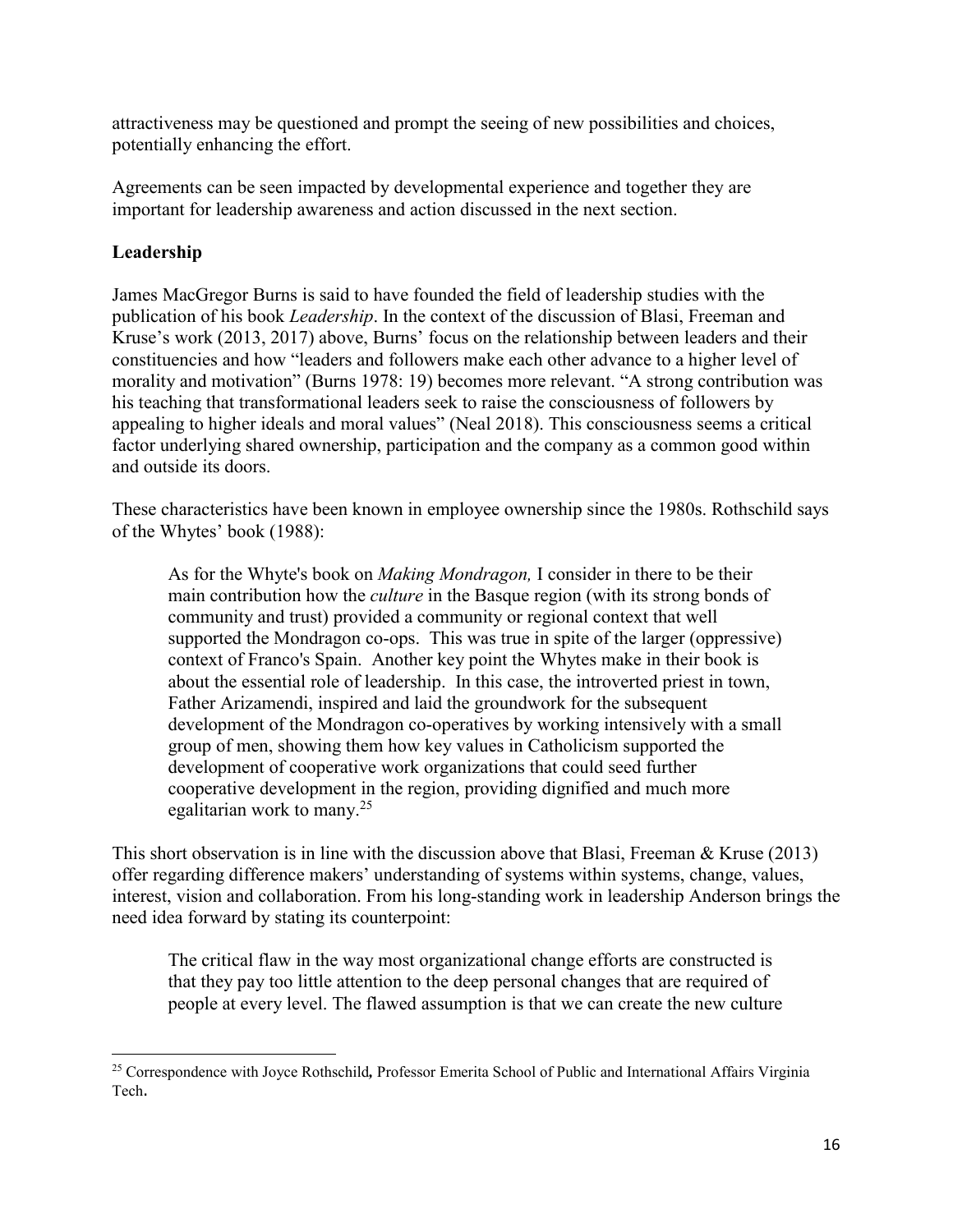attractiveness may be questioned and prompt the seeing of new possibilities and choices, potentially enhancing the effort.

Agreements can be seen impacted by developmental experience and together they are important for leadership awareness and action discussed in the next section.

## Leadership

James MacGregor Burns is said to have founded the field of leadership studies with the publication of his book *Leadership*. In the context of the discussion of Blasi, Freeman and Kruse's work (2013, 2017) above, Burns' focus on the relationship between leaders and their constituencies and how "leaders and followers make each other advance to a higher level of morality and motivation" (Burns 1978: 19) becomes more relevant. "A strong contribution was his teaching that transformational leaders seek to raise the consciousness of followers by appealing to higher ideals and moral values" (Neal 2018). This consciousness seems a critical factor underlying shared ownership, participation and the company as a common good within and outside its doors.

These characteristics have been known in employee ownership since the 1980s. Rothschild says of the Whytes' book (1988):

> As for the Whyte's book on *Making Mondragon,* I consider in there to be their main contribution how the *culture* in the Basque region (with its strong bonds of community and trust) provided a community or regional context that well supported the Mondragon co-ops. This was true in spite of the larger (oppressive) context of Franco's Spain. Another key point the Whytes make in their book is about the essential role of leadership. In this case, the introverted priest in town, Father Arizamendi, inspired and laid the groundwork for the subsequent development of the Mondragon co-operatives by working intensively with a small group of men, showing them how key values in Catholicism supported the development of cooperative work organizations that could seed further cooperative development in the region, providing dignified and much more egalitarian work to many.[25]

This short observation is in line with the discussion above that Blasi, Freeman & Kruse (2013) offer regarding difference makers' understanding of systems within systems, change, values, interest, vision and collaboration. From his long-standing work in leadership Anderson brings the need idea forward by stating its counterpoint:

> The critical flaw in the way most organizational change efforts are constructed is that they pay too little attention to the deep personal changes that are required of people at every level. The flawed assumption is that we can create the new culture

[25] Correspondence with Joyce Rothschild**,** Professor Emerita School of Public and International Affairs Virginia Tech.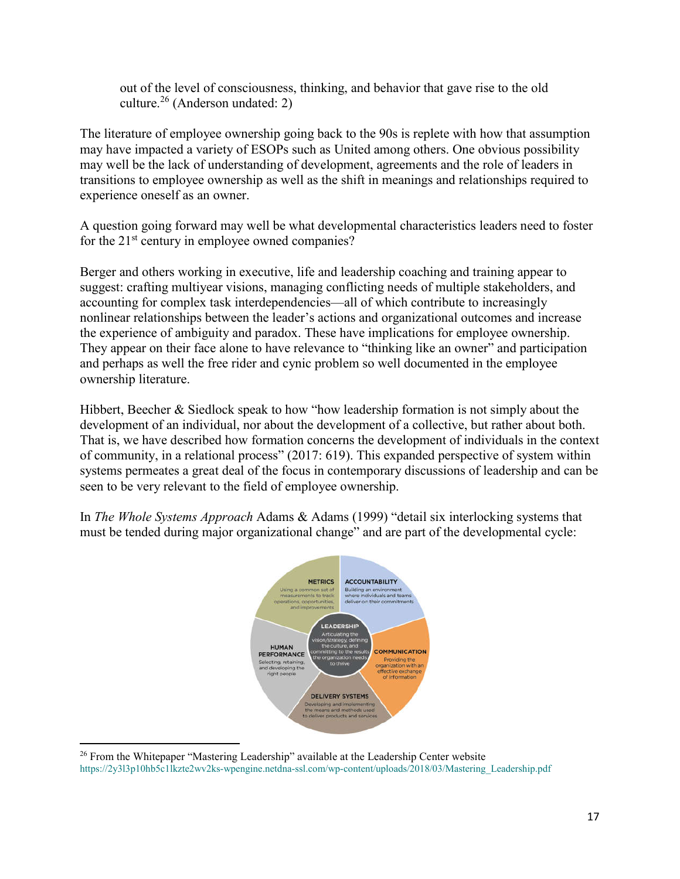out of the level of consciousness, thinking, and behavior that gave rise to the old culture.[26] (Anderson undated: 2)

The literature of employee ownership going back to the 90s is replete with how that assumption may have impacted a variety of ESOPs such as United among others. One obvious possibility may well be the lack of understanding of development, agreements and the role of leaders in transitions to employee ownership as well as the shift in meanings and relationships required to experience oneself as an owner.

A question going forward may well be what developmental characteristics leaders need to foster for the 21st century in employee owned companies?

Berger and others working in executive, life and leadership coaching and training appear to suggest: crafting multiyear visions, managing conflicting needs of multiple stakeholders, and accounting for complex task interdependencies—all of which contribute to increasingly nonlinear relationships between the leader's actions and organizational outcomes and increase the experience of ambiguity and paradox. These have implications for employee ownership. They appear on their face alone to have relevance to "thinking like an owner" and participation and perhaps as well the free rider and cynic problem so well documented in the employee ownership literature.

Hibbert, Beecher & Siedlock speak to how "how leadership formation is not simply about the development of an individual, nor about the development of a collective, but rather about both. That is, we have described how formation concerns the development of individuals in the context of community, in a relational process" (2017: 619). This expanded perspective of system within systems permeates a great deal of the focus in contemporary discussions of leadership and can be seen to be very relevant to the field of employee ownership.

In *The Whole Systems Approach* Adams & Adams (1999) "detail six interlocking systems that must be tended during major organizational change" and are part of the developmental cycle:

- **METRICS** Using a common set of measurements to track operations, opportunities, and improvements
- **ACCOUNTABILITY** Building an environment where individuals and teams deliver on their commitments
- **LEADERSHIP** Articulating the vision/strategy, defining the culture, and committing to the results the organization needs to thrive
- **HUMAN PERFORMANCE** Selecting, retaining, and developing the right people
- **COMMUNICATION** Providing the organization with an effective exchange of information
- **DELIVERY SYSTEMS** Developing and implementing the means and methods used to deliver products and services

---

[26] From the Whitepaper "Mastering Leadership" available at the Leadership Center website https://2y3l3p10hb5c1lkzte2wv2ks-wpengine.netdna-ssl.com/wp-content/uploads/2018/03/Mastering_Leadership.pdf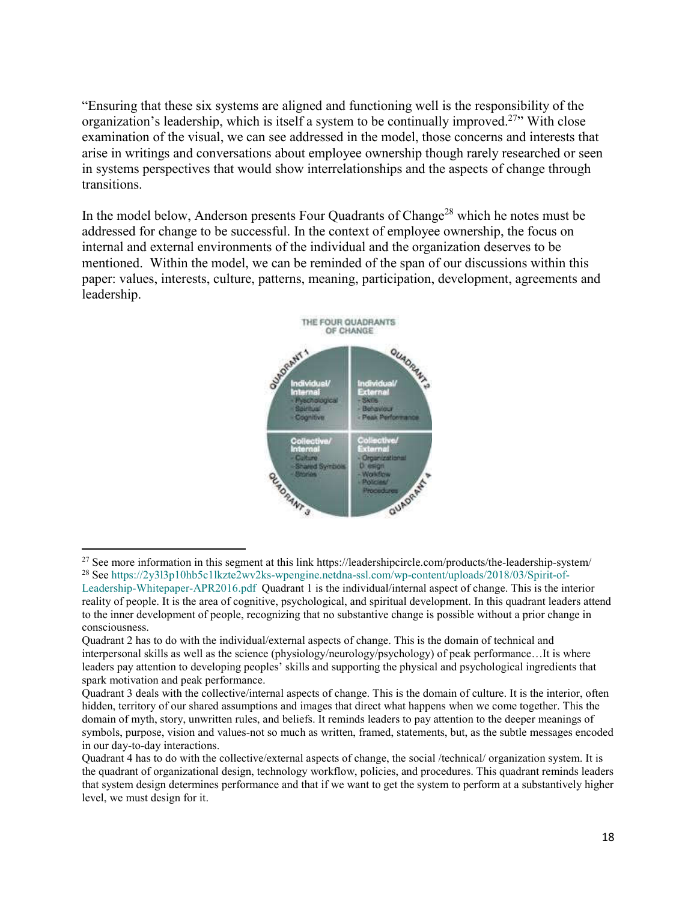"Ensuring that these six systems are aligned and functioning well is the responsibility of the organization's leadership, which is itself a system to be continually improved.[27]" With close examination of the visual, we can see addressed in the model, those concerns and interests that arise in writings and conversations about employee ownership though rarely researched or seen in systems perspectives that would show interrelationships and the aspects of change through transitions.

In the model below, Anderson presents Four Quadrants of Change[28] which he notes must be addressed for change to be successful. In the context of employee ownership, the focus on internal and external environments of the individual and the organization deserves to be mentioned. Within the model, we can be reminded of the span of our discussions within this paper: values, interests, culture, patterns, meaning, participation, development, agreements and leadership.

THE FOUR QUADRANTS OF CHANGE

| QUADRANT 1 | QUADRANT 2 |
| --- | --- |
| Individual/ Internal - Psychological - Spiritual - Cognitive | Individual/ External - Skills - Behaviour - Peak Performance |
| Collective/ Internal - Culture - Shared Symbols - Stories | Collective/ External - Organizational Design - Workflow - Policies/ Procedures |
| QUADRANT 3 | QUADRANT 4 |

---

[27] See more information in this segment at this link https://leadershipcircle.com/products/the-leadership-system/

[28] See https://2y3l3p10hb5c1lkzte2wv2ks-wpengine.netdna-ssl.com/wp-content/uploads/2018/03/Spirit-of-Leadership-Whitepaper-APR2016.pdf Quadrant 1 is the individual/internal aspect of change. This is the interior reality of people. It is the area of cognitive, psychological, and spiritual development. In this quadrant leaders attend to the inner development of people, recognizing that no substantive change is possible without a prior change in consciousness.

Quadrant 2 has to do with the individual/external aspects of change. This is the domain of technical and interpersonal skills as well as the science (physiology/neurology/psychology) of peak performance…It is where leaders pay attention to developing peoples' skills and supporting the physical and psychological ingredients that spark motivation and peak performance.

Quadrant 3 deals with the collective/internal aspects of change. This is the domain of culture. It is the interior, often hidden, territory of our shared assumptions and images that direct what happens when we come together. This the domain of myth, story, unwritten rules, and beliefs. It reminds leaders to pay attention to the deeper meanings of symbols, purpose, vision and values-not so much as written, framed, statements, but, as the subtle messages encoded in our day-to-day interactions.

Quadrant 4 has to do with the collective/external aspects of change, the social /technical/ organization system. It is the quadrant of organizational design, technology workflow, policies, and procedures. This quadrant reminds leaders that system design determines performance and that if we want to get the system to perform at a substantively higher level, we must design for it.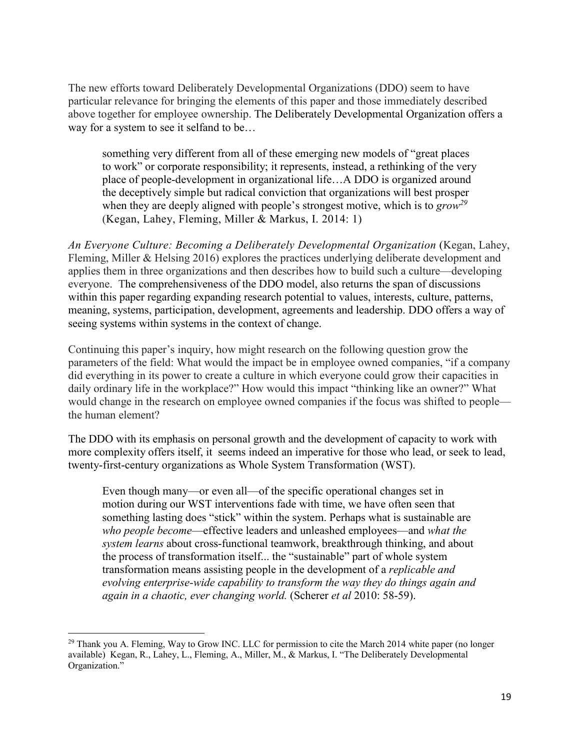The new efforts toward Deliberately Developmental Organizations (DDO) seem to have particular relevance for bringing the elements of this paper and those immediately described above together for employee ownership. The Deliberately Developmental Organization offers a way for a system to see it selfand to be…

> something very different from all of these emerging new models of "great places to work" or corporate responsibility; it represents, instead, a rethinking of the very place of people-development in organizational life…A DDO is organized around the deceptively simple but radical conviction that organizations will best prosper when they are deeply aligned with people's strongest motive, which is to *grow*[29] (Kegan, Lahey, Fleming, Miller & Markus, I. 2014: 1)

*An Everyone Culture: Becoming a Deliberately Developmental Organization* (Kegan, Lahey, Fleming, Miller & Helsing 2016) explores the practices underlying deliberate development and applies them in three organizations and then describes how to build such a culture—developing everyone. The comprehensiveness of the DDO model, also returns the span of discussions within this paper regarding expanding research potential to values, interests, culture, patterns, meaning, systems, participation, development, agreements and leadership. DDO offers a way of seeing systems within systems in the context of change.

Continuing this paper's inquiry, how might research on the following question grow the parameters of the field: What would the impact be in employee owned companies, "if a company did everything in its power to create a culture in which everyone could grow their capacities in daily ordinary life in the workplace?" How would this impact "thinking like an owner?" What would change in the research on employee owned companies if the focus was shifted to people—the human element?

The DDO with its emphasis on personal growth and the development of capacity to work with more complexity offers itself, it seems indeed an imperative for those who lead, or seek to lead, twenty-first-century organizations as Whole System Transformation (WST).

> Even though many—or even all—of the specific operational changes set in motion during our WST interventions fade with time, we have often seen that something lasting does "stick" within the system. Perhaps what is sustainable are *who people become*—effective leaders and unleashed employees—and *what the system learns* about cross-functional teamwork, breakthrough thinking, and about the process of transformation itself... the "sustainable" part of whole system transformation means assisting people in the development of a *replicable and evolving enterprise-wide capability to transform the way they do things again and again in a chaotic, ever changing world.* (Scherer *et al* 2010: 58-59).

---

[29] Thank you A. Fleming, Way to Grow INC. LLC for permission to cite the March 2014 white paper (no longer available) Kegan, R., Lahey, L., Fleming, A., Miller, M., & Markus, I. "The Deliberately Developmental Organization."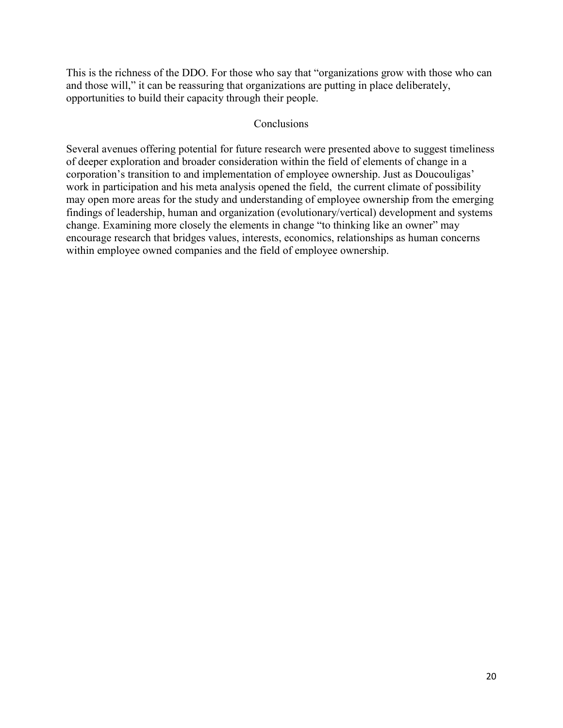This is the richness of the DDO. For those who say that "organizations grow with those who can and those will," it can be reassuring that organizations are putting in place deliberately, opportunities to build their capacity through their people.

## Conclusions

Several avenues offering potential for future research were presented above to suggest timeliness of deeper exploration and broader consideration within the field of elements of change in a corporation's transition to and implementation of employee ownership. Just as Doucouligas' work in participation and his meta analysis opened the field,  the current climate of possibility may open more areas for the study and understanding of employee ownership from the emerging findings of leadership, human and organization (evolutionary/vertical) development and systems change. Examining more closely the elements in change "to thinking like an owner" may encourage research that bridges values, interests, economics, relationships as human concerns within employee owned companies and the field of employee ownership.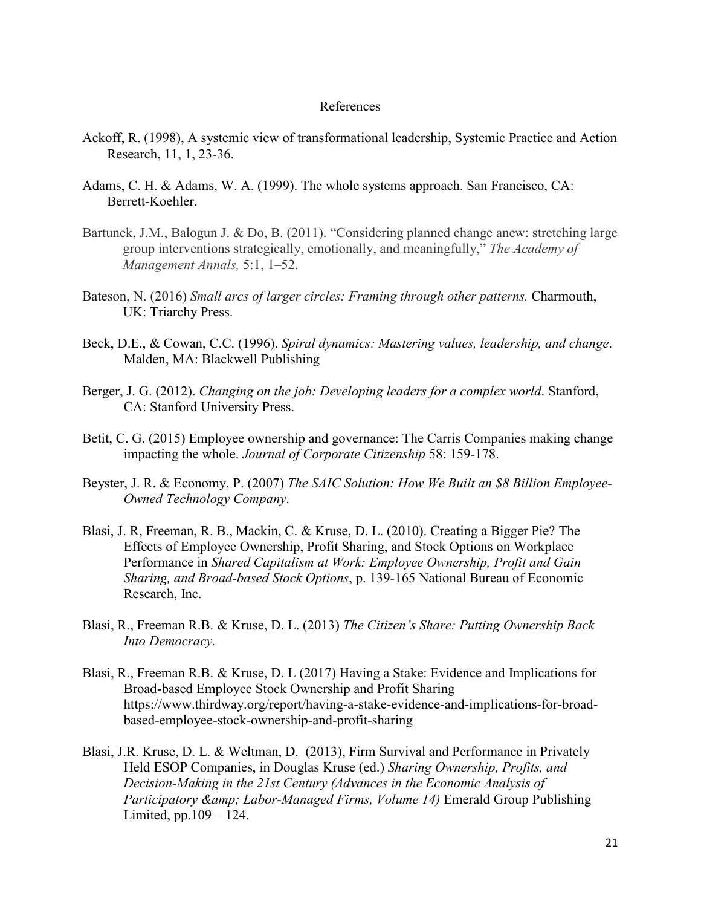# References

Ackoff, R. (1998), A systemic view of transformational leadership, Systemic Practice and Action Research, 11, 1, 23-36.

Adams, C. H. & Adams, W. A. (1999). The whole systems approach. San Francisco, CA: Berrett-Koehler.

Bartunek, J.M., Balogun J. & Do, B. (2011). "Considering planned change anew: stretching large group interventions strategically, emotionally, and meaningfully," *The Academy of Management Annals,* 5:1, 1–52.

Bateson, N. (2016) *Small arcs of larger circles: Framing through other patterns.* Charmouth, UK: Triarchy Press.

Beck, D.E., & Cowan, C.C. (1996). *Spiral dynamics: Mastering values, leadership, and change*. Malden, MA: Blackwell Publishing

Berger, J. G. (2012). *Changing on the job: Developing leaders for a complex world*. Stanford, CA: Stanford University Press.

Betit, C. G. (2015) Employee ownership and governance: The Carris Companies making change impacting the whole. *Journal of Corporate Citizenship* 58: 159-178.

Beyster, J. R. & Economy, P. (2007) *The SAIC Solution: How We Built an $8 Billion Employee-Owned Technology Company*.

Blasi, J. R, Freeman, R. B., Mackin, C. & Kruse, D. L. (2010). Creating a Bigger Pie? The Effects of Employee Ownership, Profit Sharing, and Stock Options on Workplace Performance in *Shared Capitalism at Work: Employee Ownership, Profit and Gain Sharing, and Broad-based Stock Options*, p. 139-165 National Bureau of Economic Research, Inc.

Blasi, R., Freeman R.B. & Kruse, D. L. (2013) *The Citizen's Share: Putting Ownership Back Into Democracy.*

Blasi, R., Freeman R.B. & Kruse, D. L (2017) Having a Stake: Evidence and Implications for Broad-based Employee Stock Ownership and Profit Sharing https://www.thirdway.org/report/having-a-stake-evidence-and-implications-for-broad-based-employee-stock-ownership-and-profit-sharing

Blasi, J.R. Kruse, D. L. & Weltman, D. (2013), Firm Survival and Performance in Privately Held ESOP Companies, in Douglas Kruse (ed.) *Sharing Ownership, Profits, and Decision-Making in the 21st Century (Advances in the Economic Analysis of Participatory &amp; Labor-Managed Firms, Volume 14)* Emerald Group Publishing Limited, pp.109 – 124.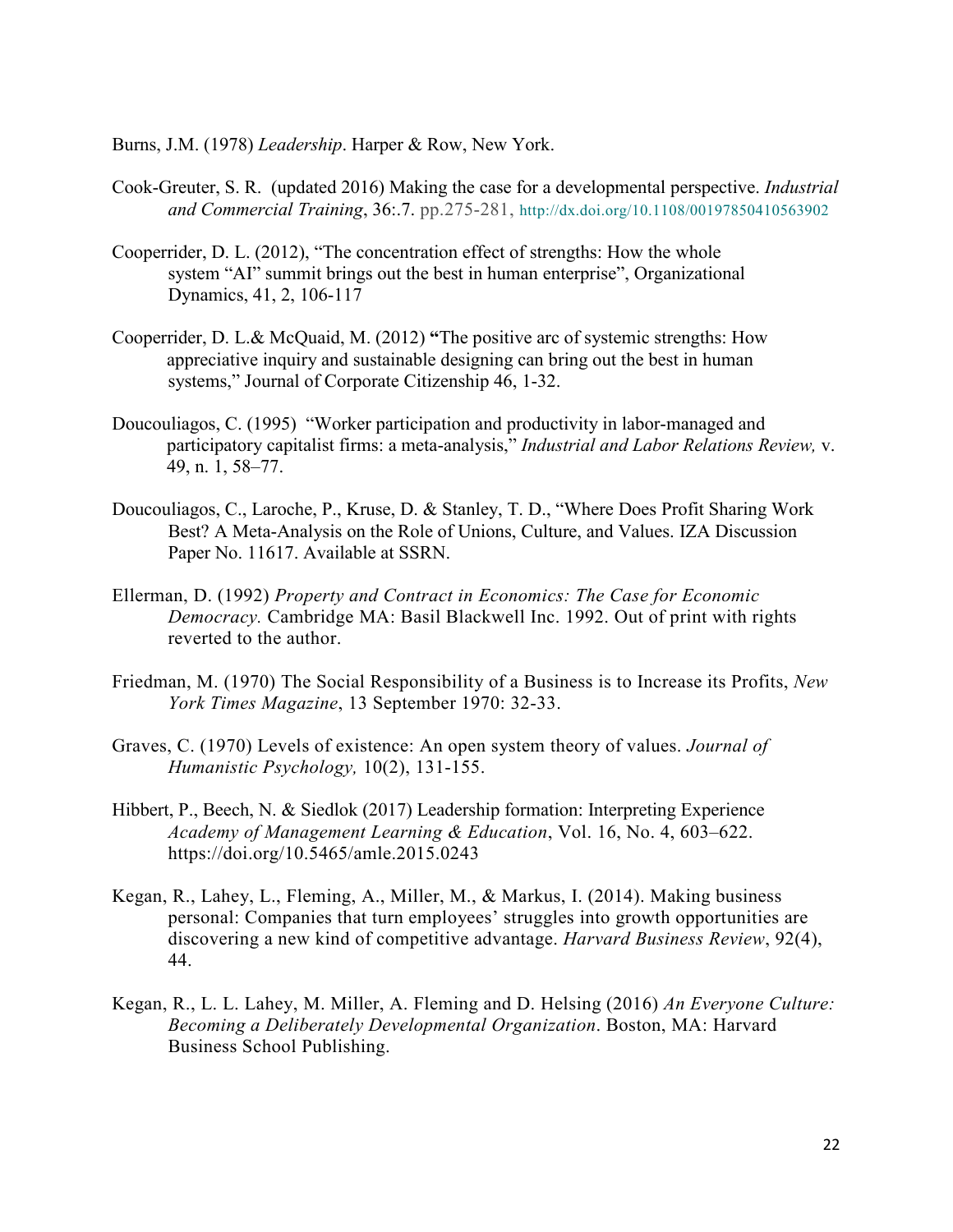Burns, J.M. (1978) *Leadership*. Harper & Row, New York.

Cook-Greuter, S. R. (updated 2016) Making the case for a developmental perspective. *Industrial and Commercial Training*, 36:.7. pp.275-281, http://dx.doi.org/10.1108/00197850410563902

Cooperrider, D. L. (2012), "The concentration effect of strengths: How the whole system "AI" summit brings out the best in human enterprise", Organizational Dynamics, 41, 2, 106-117

Cooperrider, D. L.& McQuaid, M. (2012) **"**The positive arc of systemic strengths: How appreciative inquiry and sustainable designing can bring out the best in human systems," Journal of Corporate Citizenship 46, 1-32.

Doucouliagos, C. (1995) "Worker participation and productivity in labor-managed and participatory capitalist firms: a meta-analysis," *Industrial and Labor Relations Review,* v. 49, n. 1, 58–77.

Doucouliagos, C., Laroche, P., Kruse, D. & Stanley, T. D., "Where Does Profit Sharing Work Best? A Meta-Analysis on the Role of Unions, Culture, and Values. IZA Discussion Paper No. 11617. Available at SSRN.

Ellerman, D. (1992) *Property and Contract in Economics: The Case for Economic Democracy.* Cambridge MA: Basil Blackwell Inc. 1992. Out of print with rights reverted to the author.

Friedman, M. (1970) The Social Responsibility of a Business is to Increase its Profits, *New York Times Magazine*, 13 September 1970: 32-33.

Graves, C. (1970) Levels of existence: An open system theory of values. *Journal of Humanistic Psychology,* 10(2), 131-155.

Hibbert, P., Beech, N. & Siedlok (2017) Leadership formation: Interpreting Experience *Academy of Management Learning & Education*, Vol. 16, No. 4, 603–622. https://doi.org/10.5465/amle.2015.0243

Kegan, R., Lahey, L., Fleming, A., Miller, M., & Markus, I. (2014). Making business personal: Companies that turn employees' struggles into growth opportunities are discovering a new kind of competitive advantage. *Harvard Business Review*, 92(4), 44.

Kegan, R., L. L. Lahey, M. Miller, A. Fleming and D. Helsing (2016) *An Everyone Culture: Becoming a Deliberately Developmental Organization*. Boston, MA: Harvard Business School Publishing.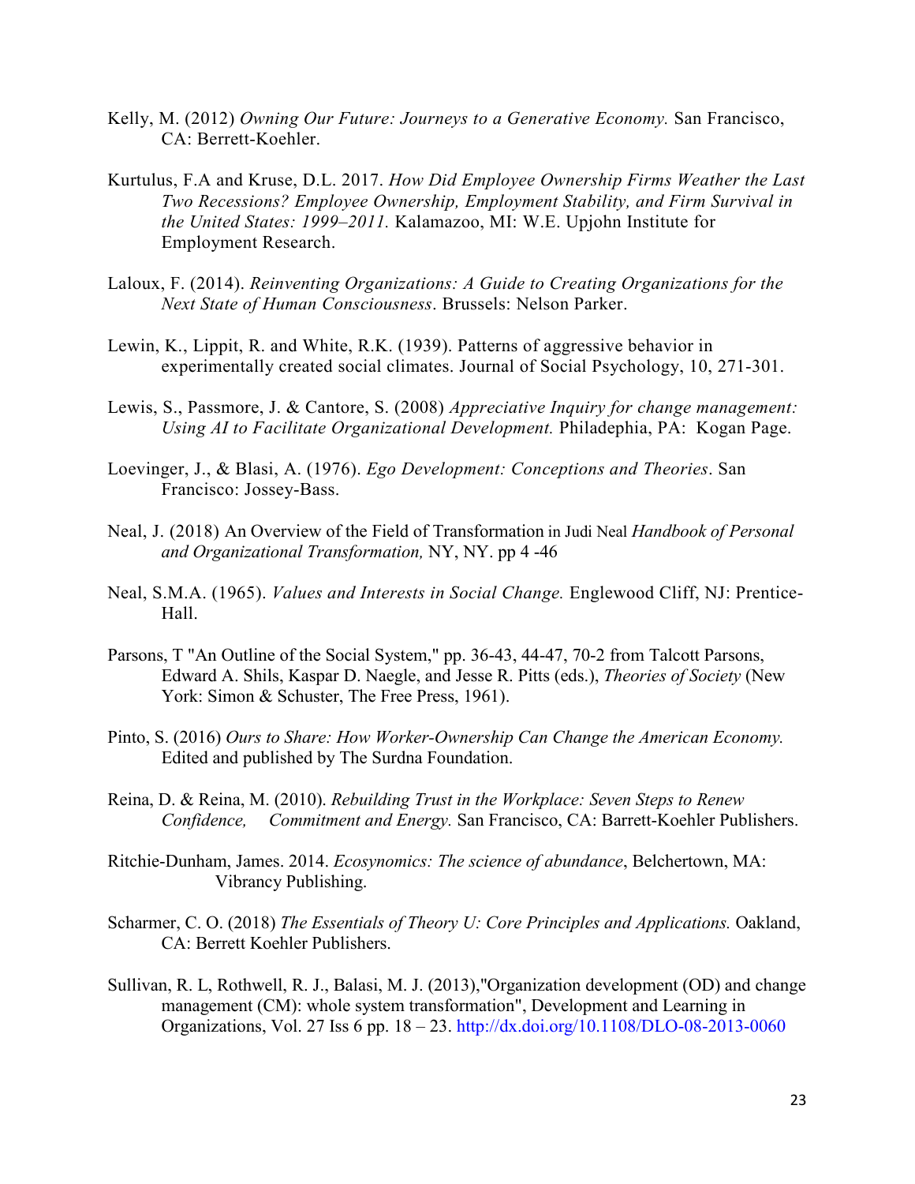Kelly, M. (2012) *Owning Our Future: Journeys to a Generative Economy.* San Francisco, CA: Berrett-Koehler.

Kurtulus, F.A and Kruse, D.L. 2017. *How Did Employee Ownership Firms Weather the Last Two Recessions? Employee Ownership, Employment Stability, and Firm Survival in the United States: 1999–2011.* Kalamazoo, MI: W.E. Upjohn Institute for Employment Research.

Laloux, F. (2014). *Reinventing Organizations: A Guide to Creating Organizations for the Next State of Human Consciousness*. Brussels: Nelson Parker.

Lewin, K., Lippit, R. and White, R.K. (1939). Patterns of aggressive behavior in experimentally created social climates. Journal of Social Psychology, 10, 271-301.

Lewis, S., Passmore, J. & Cantore, S. (2008) *Appreciative Inquiry for change management: Using AI to Facilitate Organizational Development.* Philadephia, PA: Kogan Page.

Loevinger, J., & Blasi, A. (1976). *Ego Development: Conceptions and Theories*. San Francisco: Jossey-Bass.

Neal, J. (2018) An Overview of the Field of Transformation in Judi Neal *Handbook of Personal and Organizational Transformation,* NY, NY. pp 4 -46

Neal, S.M.A. (1965). *Values and Interests in Social Change.* Englewood Cliff, NJ: Prentice-Hall.

Parsons, T "An Outline of the Social System," pp. 36-43, 44-47, 70-2 from Talcott Parsons, Edward A. Shils, Kaspar D. Naegle, and Jesse R. Pitts (eds.), *Theories of Society* (New York: Simon & Schuster, The Free Press, 1961).

Pinto, S. (2016) *Ours to Share: How Worker-Ownership Can Change the American Economy.* Edited and published by The Surdna Foundation.

Reina, D. & Reina, M. (2010). *Rebuilding Trust in the Workplace: Seven Steps to Renew Confidence, Commitment and Energy.* San Francisco, CA: Barrett-Koehler Publishers.

Ritchie-Dunham, James. 2014. *Ecosynomics: The science of abundance*, Belchertown, MA: Vibrancy Publishing.

Scharmer, C. O. (2018) *The Essentials of Theory U: Core Principles and Applications.* Oakland, CA: Berrett Koehler Publishers.

Sullivan, R. L, Rothwell, R. J., Balasi, M. J. (2013),"Organization development (OD) and change management (CM): whole system transformation", Development and Learning in Organizations, Vol. 27 Iss 6 pp. 18 – 23. http://dx.doi.org/10.1108/DLO-08-2013-0060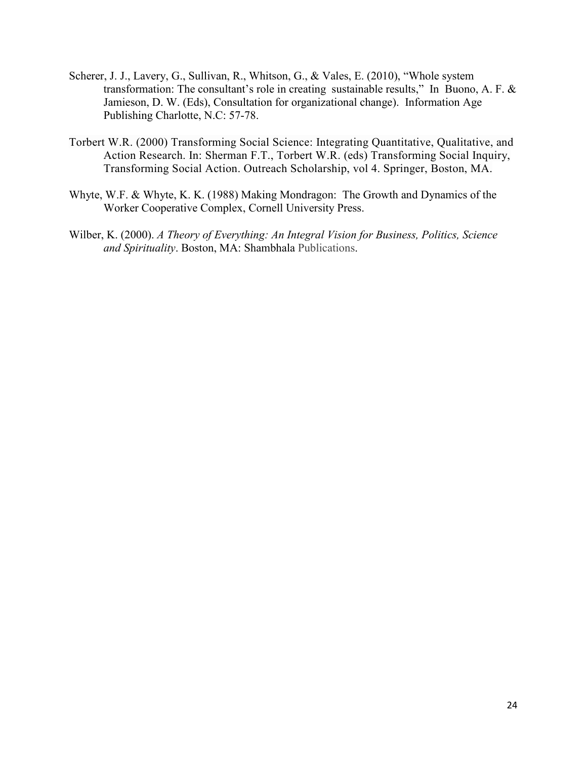Scherer, J. J., Lavery, G., Sullivan, R., Whitson, G., & Vales, E. (2010), "Whole system transformation: The consultant's role in creating sustainable results," In Buono, A. F. & Jamieson, D. W. (Eds), Consultation for organizational change). Information Age Publishing Charlotte, N.C: 57-78.

Torbert W.R. (2000) Transforming Social Science: Integrating Quantitative, Qualitative, and Action Research. In: Sherman F.T., Torbert W.R. (eds) Transforming Social Inquiry, Transforming Social Action. Outreach Scholarship, vol 4. Springer, Boston, MA.

Whyte, W.F. & Whyte, K. K. (1988) Making Mondragon: The Growth and Dynamics of the Worker Cooperative Complex, Cornell University Press.

Wilber, K. (2000). *A Theory of Everything: An Integral Vision for Business, Politics, Science and Spirituality*. Boston, MA: Shambhala Publications.